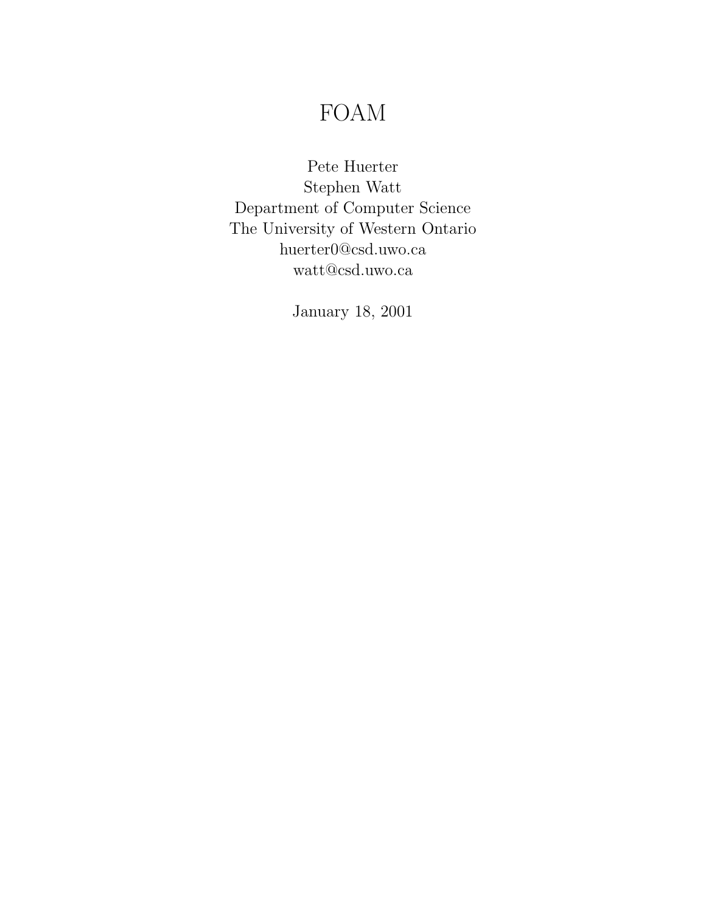# FOAM

Pete Huerter
Stephen Watt
Department of Computer Science
The University of Western Ontario
huerter0@csd.uwo.ca
watt@csd.uwo.ca

January 18, 2001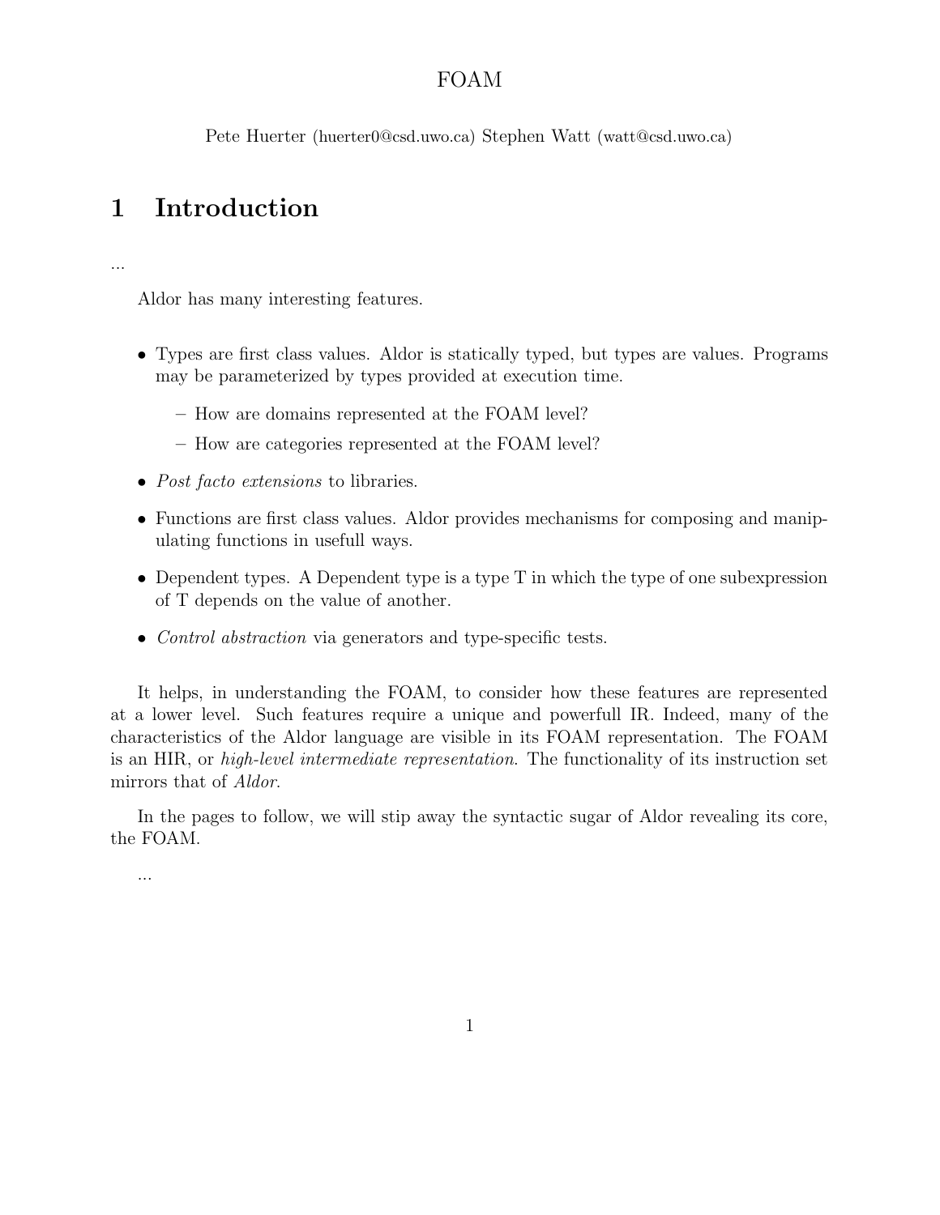FOAM

Pete Huerter (huerter0@csd.uwo.ca) Stephen Watt (watt@csd.uwo.ca)

# 1 Introduction

...

Aldor has many interesting features.

- Types are first class values. Aldor is statically typed, but types are values. Programs may be parameterized by types provided at execution time.
  - How are domains represented at the FOAM level?
  - How are categories represented at the FOAM level?
- *Post facto extensions* to libraries.
- Functions are first class values. Aldor provides mechanisms for composing and manipulating functions in usefull ways.
- Dependent types. A Dependent type is a type T in which the type of one subexpression of T depends on the value of another.
- *Control abstraction* via generators and type-specific tests.

It helps, in understanding the FOAM, to consider how these features are represented at a lower level. Such features require a unique and powerfull IR. Indeed, many of the characteristics of the Aldor language are visible in its FOAM representation. The FOAM is an HIR, or *high-level intermediate representation*. The functionality of its instruction set mirrors that of *Aldor*.

In the pages to follow, we will stip away the syntactic sugar of Aldor revealing its core, the FOAM.

...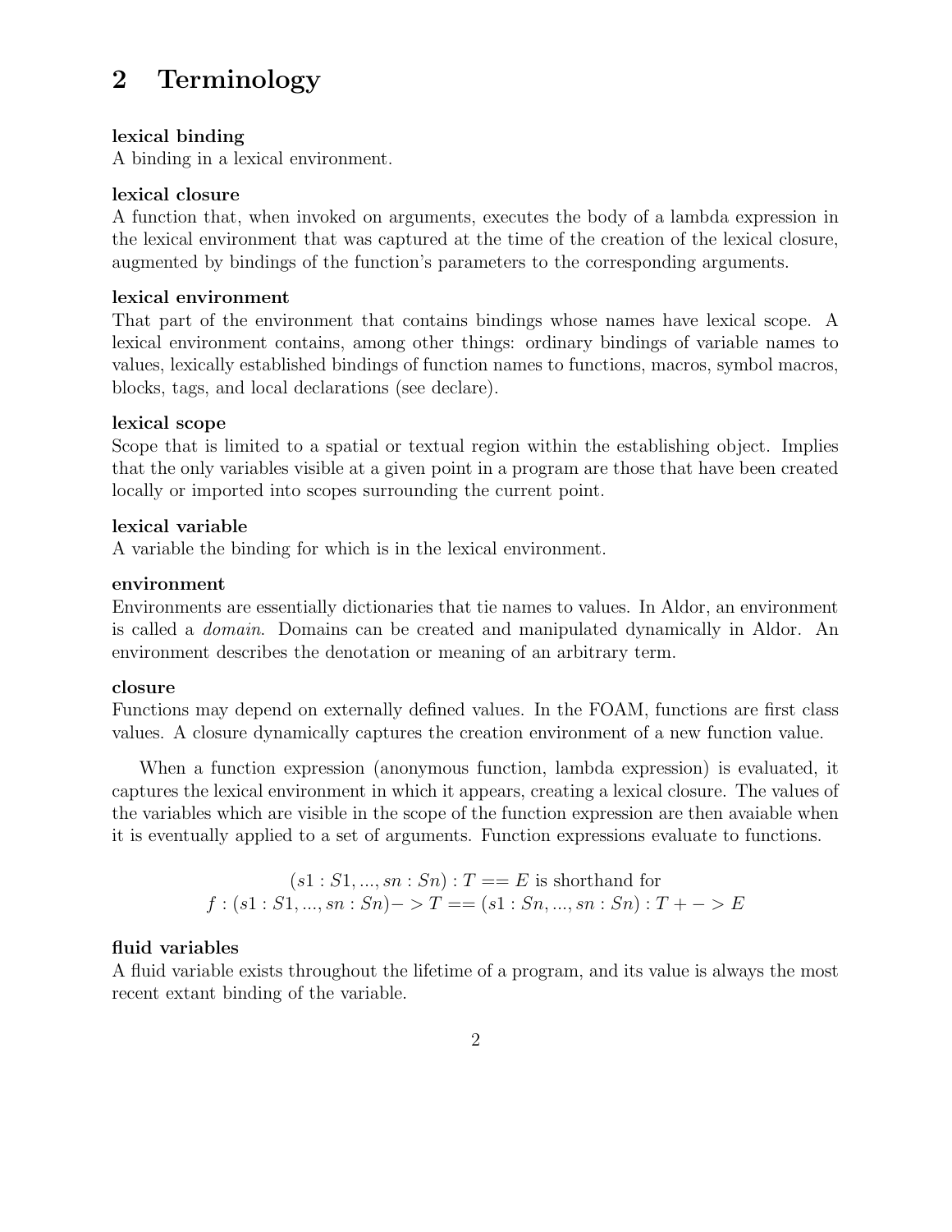## 2 Terminology

**lexical binding**
A binding in a lexical environment.

**lexical closure**
A function that, when invoked on arguments, executes the body of a lambda expression in the lexical environment that was captured at the time of the creation of the lexical closure, augmented by bindings of the function's parameters to the corresponding arguments.

**lexical environment**
That part of the environment that contains bindings whose names have lexical scope. A lexical environment contains, among other things: ordinary bindings of variable names to values, lexically established bindings of function names to functions, macros, symbol macros, blocks, tags, and local declarations (see declare).

**lexical scope**
Scope that is limited to a spatial or textual region within the establishing object. Implies that the only variables visible at a given point in a program are those that have been created locally or imported into scopes surrounding the current point.

**lexical variable**
A variable the binding for which is in the lexical environment.

**environment**
Environments are essentially dictionaries that tie names to values. In Aldor, an environment is called a *domain*. Domains can be created and manipulated dynamically in Aldor. An environment describes the denotation or meaning of an arbitrary term.

**closure**
Functions may depend on externally defined values. In the FOAM, functions are first class values. A closure dynamically captures the creation environment of a new function value.

When a function expression (anonymous function, lambda expression) is evaluated, it captures the lexical environment in which it appears, creating a lexical closure. The values of the variables which are visible in the scope of the function expression are then avaiable when it is eventually applied to a set of arguments. Function expressions evaluate to functions.

$$(s1 : S1, ..., sn : Sn) : T == E \text{ is shorthand for}$$
$$f : (s1 : S1, ..., sn : Sn) -> T == (s1 : Sn, ..., sn : Sn) : T + -> E$$

**fluid variables**
A fluid variable exists throughout the lifetime of a program, and its value is always the most recent extant binding of the variable.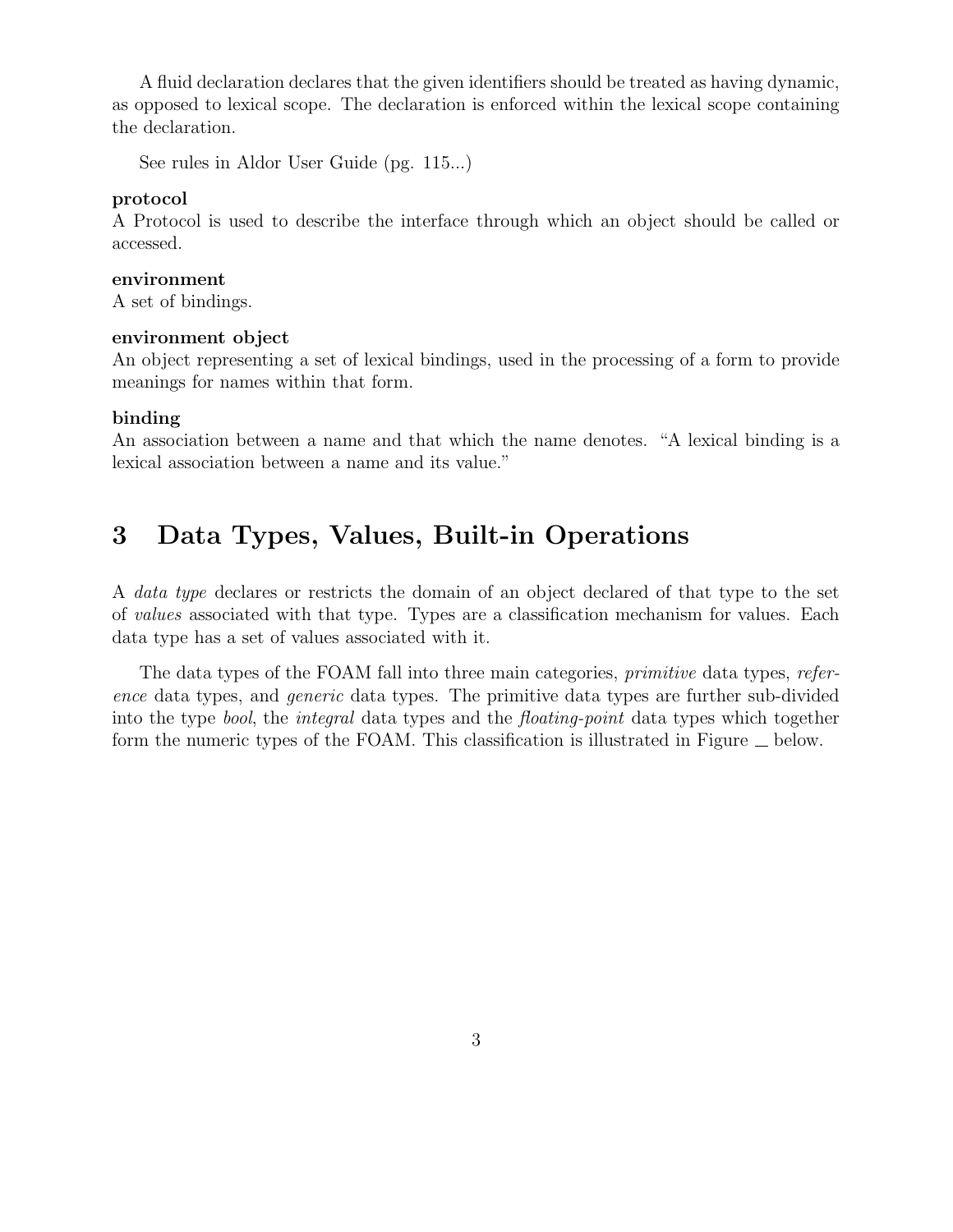A fluid declaration declares that the given identifiers should be treated as having dynamic, as opposed to lexical scope. The declaration is enforced within the lexical scope containing the declaration.

See rules in Aldor User Guide (pg. 115...)

**protocol**
A Protocol is used to describe the interface through which an object should be called or accessed.

**environment**
A set of bindings.

**environment object**
An object representing a set of lexical bindings, used in the processing of a form to provide meanings for names within that form.

**binding**
An association between a name and that which the name denotes. "A lexical binding is a lexical association between a name and its value."

## 3 Data Types, Values, Built-in Operations

A *data type* declares or restricts the domain of an object declared of that type to the set of *values* associated with that type. Types are a classification mechanism for values. Each data type has a set of values associated with it.

The data types of the FOAM fall into three main categories, *primitive* data types, *reference* data types, and *generic* data types. The primitive data types are further sub-divided into the type *bool*, the *integral* data types and the *floating-point* data types which together form the numeric types of the FOAM. This classification is illustrated in Figure _ below.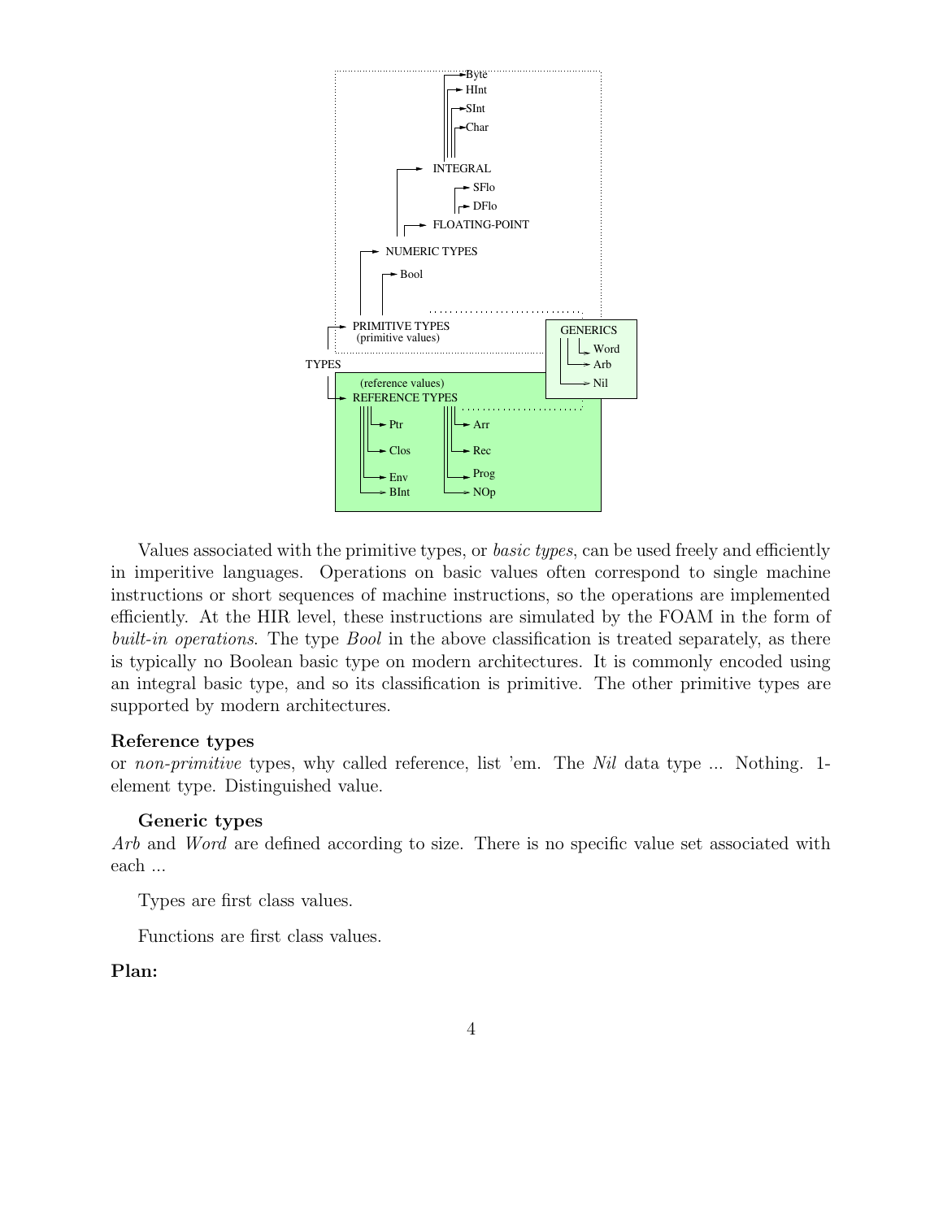Values associated with the primitive types, or *basic types*, can be used freely and efficiently in imperitive languages. Operations on basic values often correspond to single machine instructions or short sequences of machine instructions, so the operations are implemented efficiently. At the HIR level, these instructions are simulated by the FOAM in the form of *built-in operations*. The type *Bool* in the above classification is treated separately, as there is typically no Boolean basic type on modern architectures. It is commonly encoded using an integral basic type, and so its classification is primitive. The other primitive types are supported by modern architectures.

**Reference types**

or *non-primitive* types, why called reference, list 'em. The *Nil* data type ... Nothing. 1-element type. Distinguished value.

**Generic types**

*Arb* and *Word* are defined according to size. There is no specific value set associated with each ...

Types are first class values.

Functions are first class values.

**Plan:**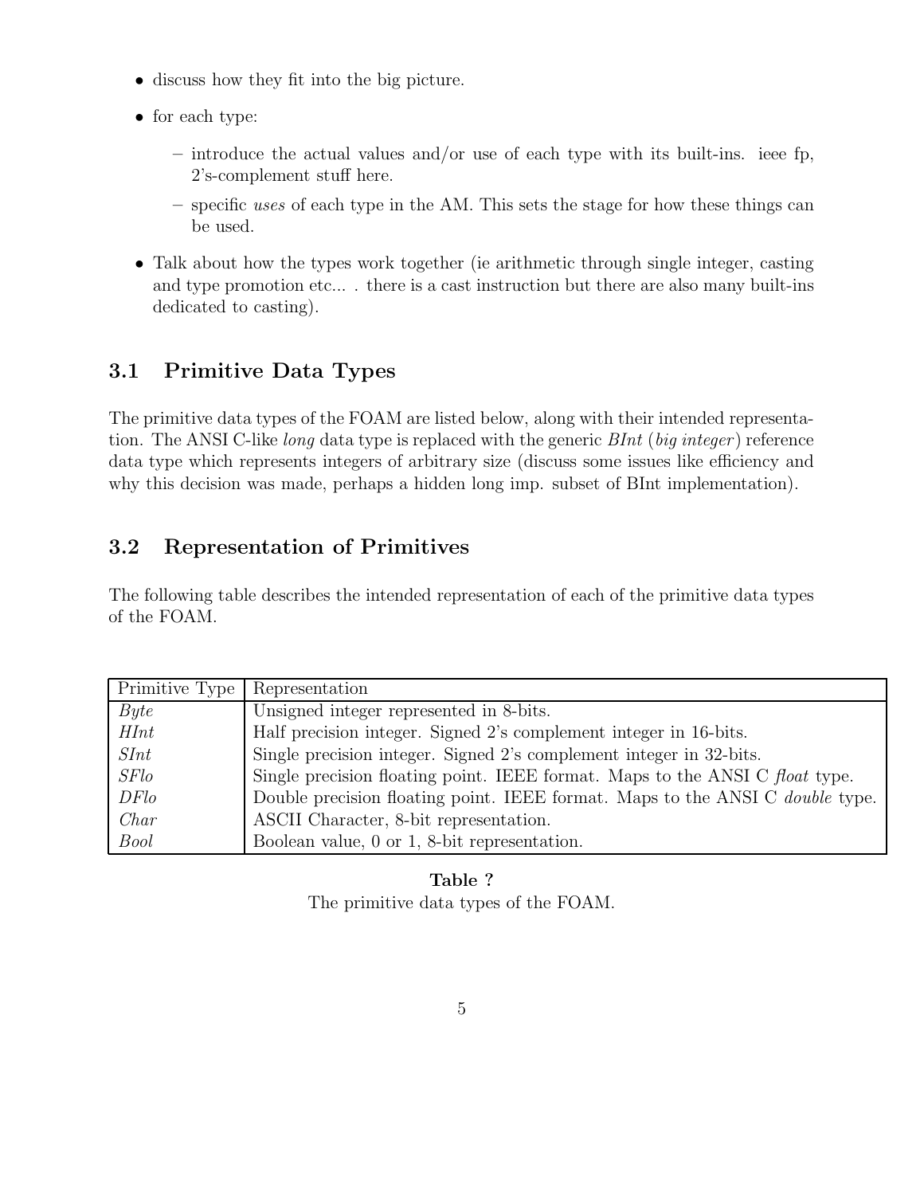- discuss how they fit into the big picture.
- for each type:
  - introduce the actual values and/or use of each type with its built-ins. ieee fp, 2's-complement stuff here.
  - specific *uses* of each type in the AM. This sets the stage for how these things can be used.
- Talk about how the types work together (ie arithmetic through single integer, casting and type promotion etc... . there is a cast instruction but there are also many built-ins dedicated to casting).

## 3.1 Primitive Data Types

The primitive data types of the FOAM are listed below, along with their intended representation. The ANSI C-like *long* data type is replaced with the generic *BInt* (*big integer*) reference data type which represents integers of arbitrary size (discuss some issues like efficiency and why this decision was made, perhaps a hidden long imp. subset of BInt implementation).

## 3.2 Representation of Primitives

The following table describes the intended representation of each of the primitive data types of the FOAM.

| Primitive Type | Representation |
|---|---|
| *Byte* | Unsigned integer represented in 8-bits. |
| *HInt* | Half precision integer. Signed 2's complement integer in 16-bits. |
| *SInt* | Single precision integer. Signed 2's complement integer in 32-bits. |
| *SFlo* | Single precision floating point. IEEE format. Maps to the ANSI C *float* type. |
| *DFlo* | Double precision floating point. IEEE format. Maps to the ANSI C *double* type. |
| *Char* | ASCII Character, 8-bit representation. |
| *Bool* | Boolean value, 0 or 1, 8-bit representation. |

**Table ?**
The primitive data types of the FOAM.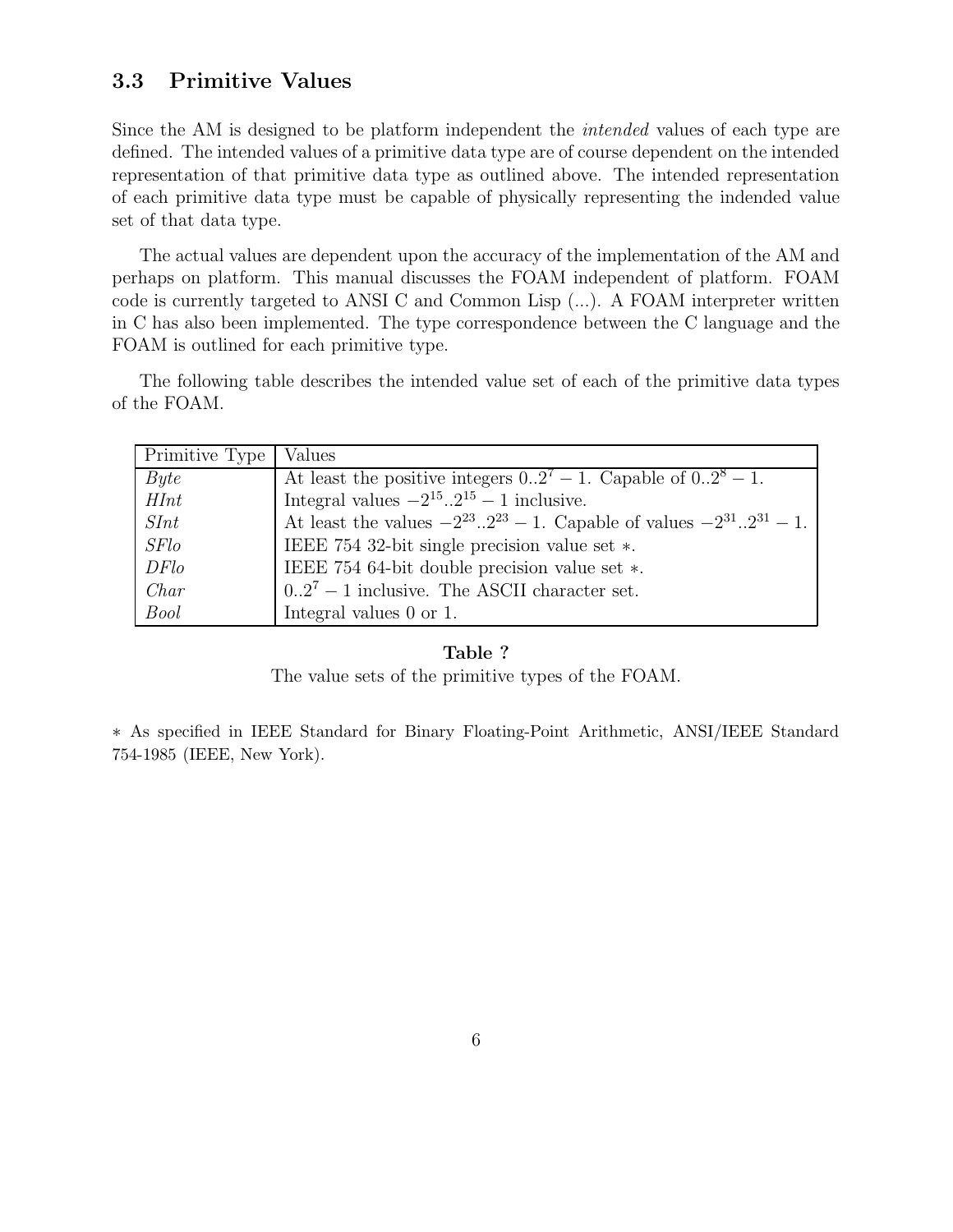## 3.3 Primitive Values

Since the AM is designed to be platform independent the *intended* values of each type are defined. The intended values of a primitive data type are of course dependent on the intended representation of that primitive data type as outlined above. The intended representation of each primitive data type must be capable of physically representing the indended value set of that data type.

The actual values are dependent upon the accuracy of the implementation of the AM and perhaps on platform. This manual discusses the FOAM independent of platform. FOAM code is currently targeted to ANSI C and Common Lisp (...). A FOAM interpreter written in C has also been implemented. The type correspondence between the C language and the FOAM is outlined for each primitive type.

The following table describes the intended value set of each of the primitive data types of the FOAM.

| Primitive Type | Values |
|---|---|
| *Byte* | At least the positive integers $0..2^7 - 1$. Capable of $0..2^8 - 1$. |
| *HInt* | Integral values $-2^{15}..2^{15} - 1$ inclusive. |
| *SInt* | At least the values $-2^{23}..2^{23} - 1$. Capable of values $-2^{31}..2^{31} - 1$. |
| *SFlo* | IEEE 754 32-bit single precision value set ∗. |
| *DFlo* | IEEE 754 64-bit double precision value set ∗. |
| *Char* | $0..2^7 - 1$ inclusive. The ASCII character set. |
| *Bool* | Integral values 0 or 1. |

**Table ?**

The value sets of the primitive types of the FOAM.

∗ As specified in IEEE Standard for Binary Floating-Point Arithmetic, ANSI/IEEE Standard 754-1985 (IEEE, New York).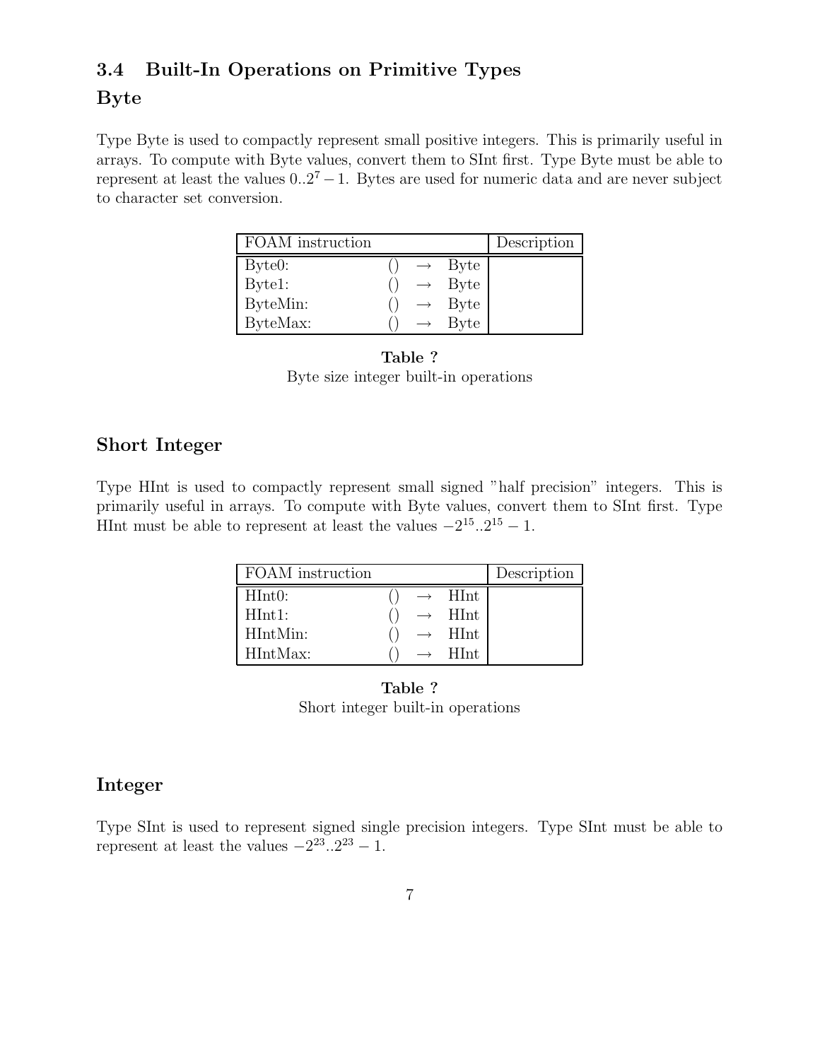## 3.4 Built-In Operations on Primitive Types

### Byte

Type Byte is used to compactly represent small positive integers. This is primarily useful in arrays. To compute with Byte values, convert them to SInt first. Type Byte must be able to represent at least the values $0..2^7-1$. Bytes are used for numeric data and are never subject to character set conversion.

| FOAM instruction | | | | Description |
|---|---|---|---|---|
| Byte0: | () | $\rightarrow$ | Byte | |
| Byte1: | () | $\rightarrow$ | Byte | |
| ByteMin: | () | $\rightarrow$ | Byte | |
| ByteMax: | () | $\rightarrow$ | Byte | |

**Table ?**
Byte size integer built-in operations

### Short Integer

Type HInt is used to compactly represent small signed "half precision" integers. This is primarily useful in arrays. To compute with Byte values, convert them to SInt first. Type HInt must be able to represent at least the values $-2^{15}..2^{15}-1$.

| FOAM instruction | | | | Description |
|---|---|---|---|---|
| HInt0: | () | $\rightarrow$ | HInt | |
| HInt1: | () | $\rightarrow$ | HInt | |
| HIntMin: | () | $\rightarrow$ | HInt | |
| HIntMax: | () | $\rightarrow$ | HInt | |

**Table ?**
Short integer built-in operations

### Integer

Type SInt is used to represent signed single precision integers. Type SInt must be able to represent at least the values $-2^{23}..2^{23}-1$.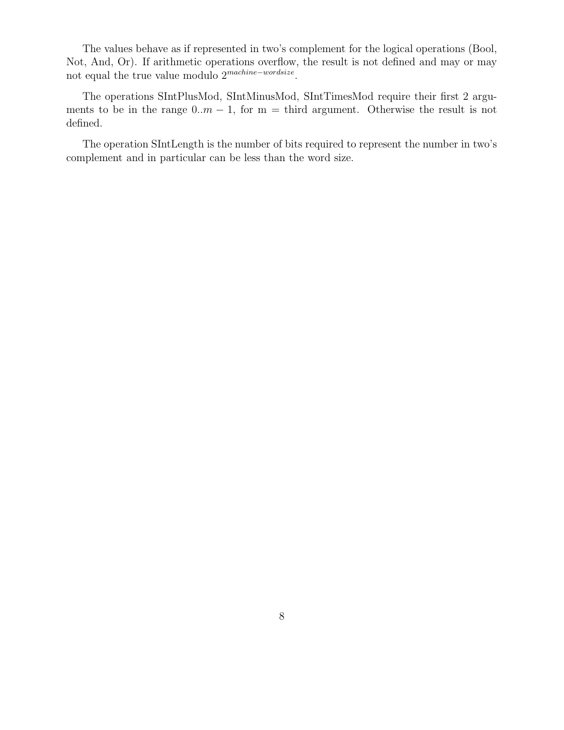The values behave as if represented in two's complement for the logical operations (Bool, Not, And, Or). If arithmetic operations overflow, the result is not defined and may or may not equal the true value modulo $2^{machine-wordsize}$.

The operations SIntPlusMod, SIntMinusMod, SIntTimesMod require their first 2 arguments to be in the range $0..m-1$, for m = third argument. Otherwise the result is not defined.

The operation SIntLength is the number of bits required to represent the number in two's complement and in particular can be less than the word size.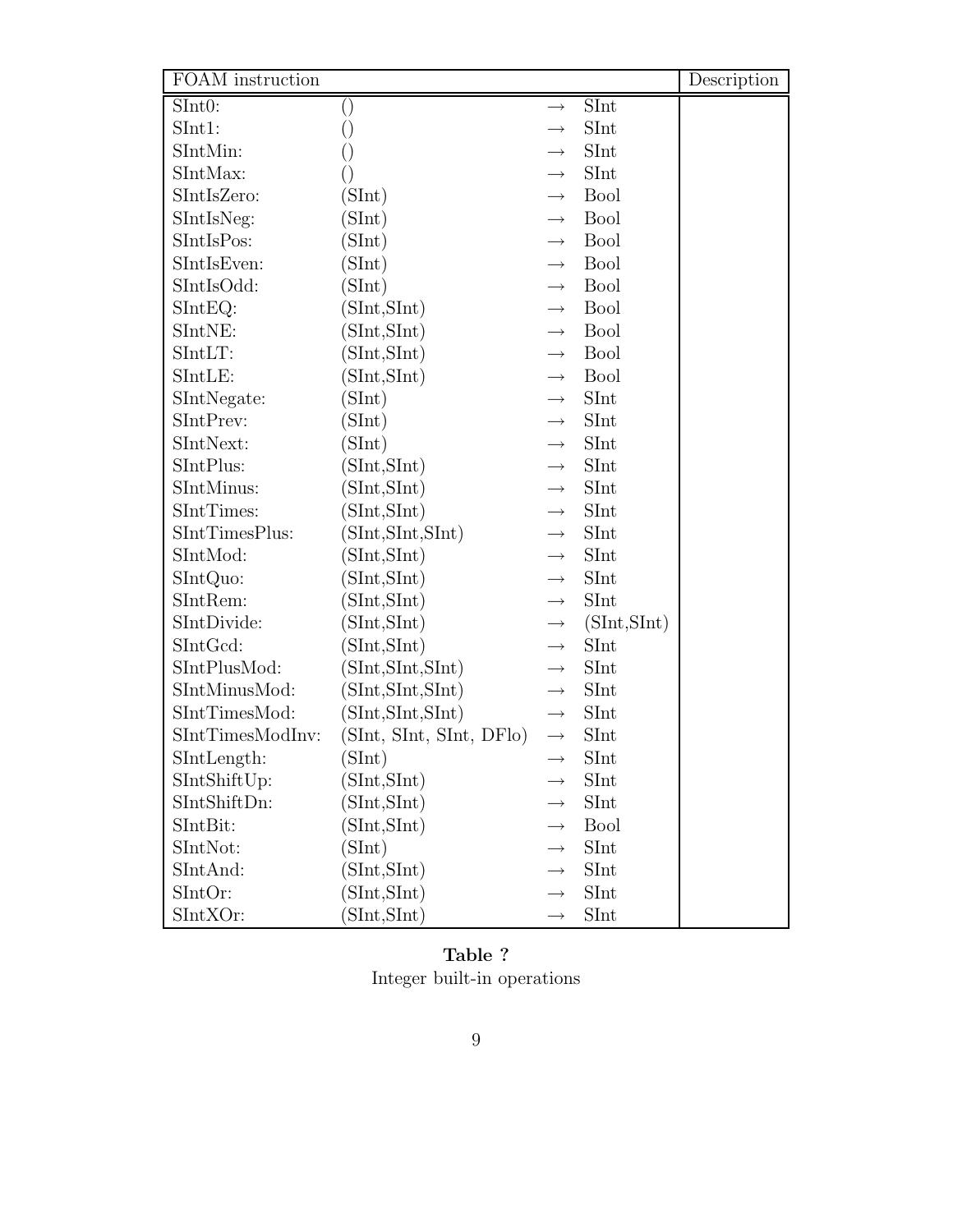| FOAM instruction | | | | Description |
| --- | --- | --- | --- | --- |
| SInt0: | () | → | SInt | |
| SInt1: | () | → | SInt | |
| SIntMin: | () | → | SInt | |
| SIntMax: | () | → | SInt | |
| SIntIsZero: | (SInt) | → | Bool | |
| SIntIsNeg: | (SInt) | → | Bool | |
| SIntIsPos: | (SInt) | → | Bool | |
| SIntIsEven: | (SInt) | → | Bool | |
| SIntIsOdd: | (SInt) | → | Bool | |
| SIntEQ: | (SInt,SInt) | → | Bool | |
| SIntNE: | (SInt,SInt) | → | Bool | |
| SIntLT: | (SInt,SInt) | → | Bool | |
| SIntLE: | (SInt,SInt) | → | Bool | |
| SIntNegate: | (SInt) | → | SInt | |
| SIntPrev: | (SInt) | → | SInt | |
| SIntNext: | (SInt) | → | SInt | |
| SIntPlus: | (SInt,SInt) | → | SInt | |
| SIntMinus: | (SInt,SInt) | → | SInt | |
| SIntTimes: | (SInt,SInt) | → | SInt | |
| SIntTimesPlus: | (SInt,SInt,SInt) | → | SInt | |
| SIntMod: | (SInt,SInt) | → | SInt | |
| SIntQuo: | (SInt,SInt) | → | SInt | |
| SIntRem: | (SInt,SInt) | → | SInt | |
| SIntDivide: | (SInt,SInt) | → | (SInt,SInt) | |
| SIntGcd: | (SInt,SInt) | → | SInt | |
| SIntPlusMod: | (SInt,SInt,SInt) | → | SInt | |
| SIntMinusMod: | (SInt,SInt,SInt) | → | SInt | |
| SIntTimesMod: | (SInt,SInt,SInt) | → | SInt | |
| SIntTimesModInv: | (SInt, SInt, SInt, DFlo) | → | SInt | |
| SIntLength: | (SInt) | → | SInt | |
| SIntShiftUp: | (SInt,SInt) | → | SInt | |
| SIntShiftDn: | (SInt,SInt) | → | SInt | |
| SIntBit: | (SInt,SInt) | → | Bool | |
| SIntNot: | (SInt) | → | SInt | |
| SIntAnd: | (SInt,SInt) | → | SInt | |
| SIntOr: | (SInt,SInt) | → | SInt | |
| SIntXOr: | (SInt,SInt) | → | SInt | |

**Table ?**
Integer built-in operations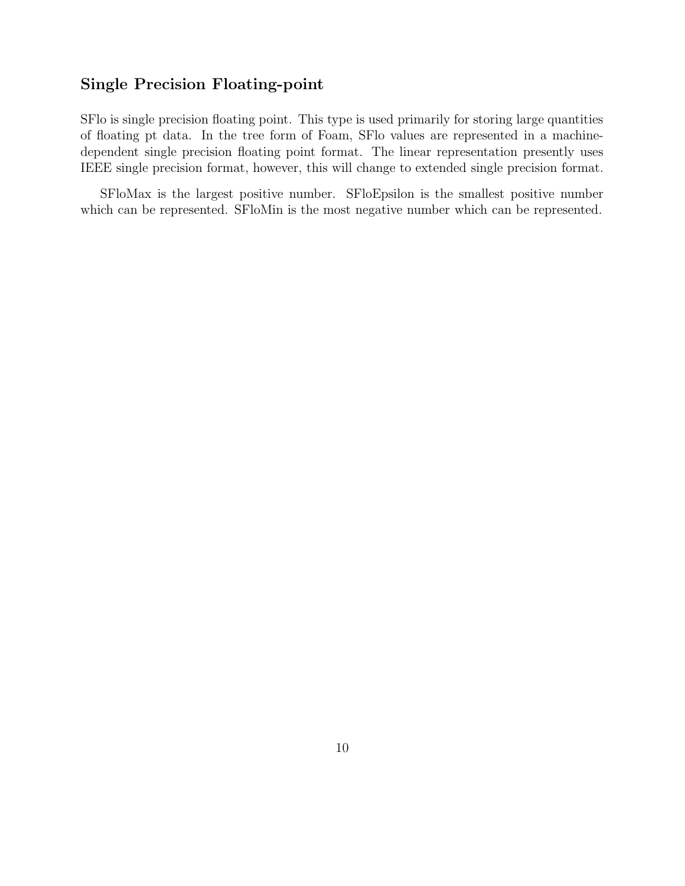## Single Precision Floating-point

SFlo is single precision floating point. This type is used primarily for storing large quantities of floating pt data. In the tree form of Foam, SFlo values are represented in a machine-dependent single precision floating point format. The linear representation presently uses IEEE single precision format, however, this will change to extended single precision format.

SFloMax is the largest positive number. SFloEpsilon is the smallest positive number which can be represented. SFloMin is the most negative number which can be represented.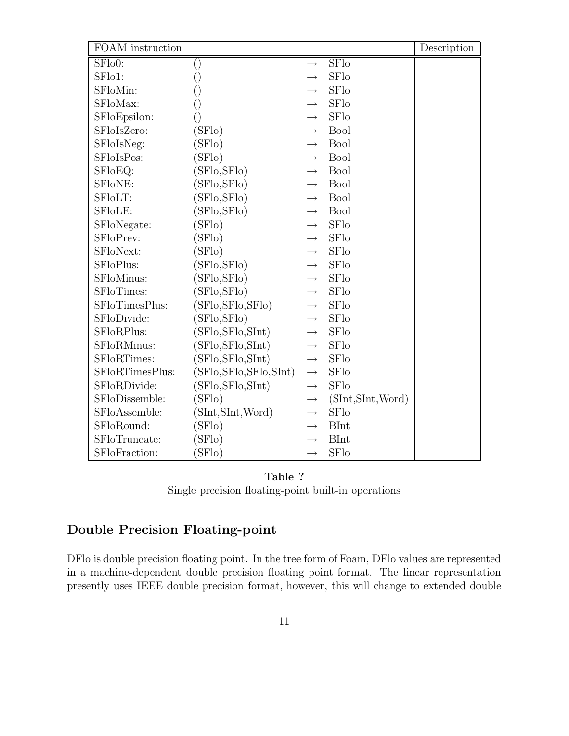| FOAM instruction | | | | Description |
|---|---|---|---|---|
| SFlo0: | () | → | SFlo | |
| SFlo1: | () | → | SFlo | |
| SFloMin: | () | → | SFlo | |
| SFloMax: | () | → | SFlo | |
| SFloEpsilon: | () | → | SFlo | |
| SFloIsZero: | (SFlo) | → | Bool | |
| SFloIsNeg: | (SFlo) | → | Bool | |
| SFloIsPos: | (SFlo) | → | Bool | |
| SFloEQ: | (SFlo,SFlo) | → | Bool | |
| SFloNE: | (SFlo,SFlo) | → | Bool | |
| SFloLT: | (SFlo,SFlo) | → | Bool | |
| SFloLE: | (SFlo,SFlo) | → | Bool | |
| SFloNegate: | (SFlo) | → | SFlo | |
| SFloPrev: | (SFlo) | → | SFlo | |
| SFloNext: | (SFlo) | → | SFlo | |
| SFloPlus: | (SFlo,SFlo) | → | SFlo | |
| SFloMinus: | (SFlo,SFlo) | → | SFlo | |
| SFloTimes: | (SFlo,SFlo) | → | SFlo | |
| SFloTimesPlus: | (SFlo,SFlo,SFlo) | → | SFlo | |
| SFloDivide: | (SFlo,SFlo) | → | SFlo | |
| SFloRPlus: | (SFlo,SFlo,SInt) | → | SFlo | |
| SFloRMinus: | (SFlo,SFlo,SInt) | → | SFlo | |
| SFloRTimes: | (SFlo,SFlo,SInt) | → | SFlo | |
| SFloRTimesPlus: | (SFlo,SFlo,SFlo,SInt) | → | SFlo | |
| SFloRDivide: | (SFlo,SFlo,SInt) | → | SFlo | |
| SFloDissemble: | (SFlo) | → | (SInt,SInt,Word) | |
| SFloAssemble: | (SInt,SInt,Word) | → | SFlo | |
| SFloRound: | (SFlo) | → | BInt | |
| SFloTruncate: | (SFlo) | → | BInt | |
| SFloFraction: | (SFlo) | → | SFlo | |

**Table ?**
Single precision floating-point built-in operations

## Double Precision Floating-point

DFlo is double precision floating point. In the tree form of Foam, DFlo values are represented in a machine-dependent double precision floating point format. The linear representation presently uses IEEE double precision format, however, this will change to extended double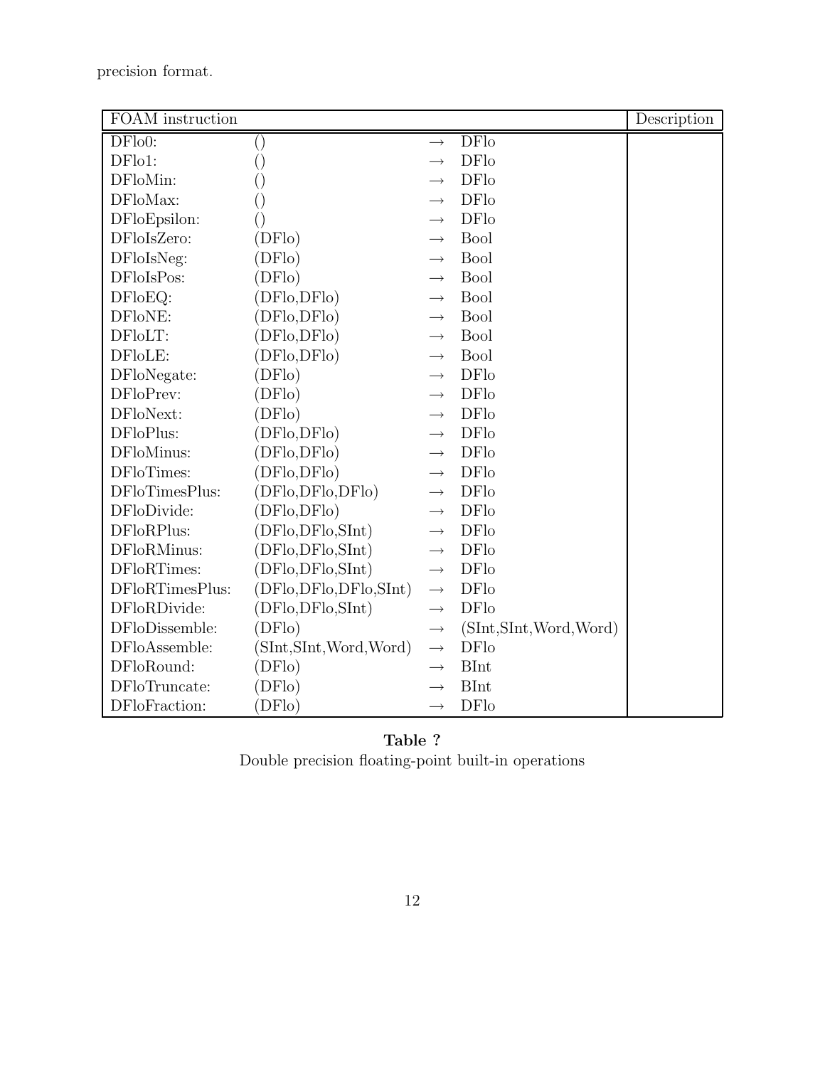precision format.

| FOAM instruction | | | | Description |
|---|---|---|---|---|
| DFlo0: | () | → | DFlo | |
| DFlo1: | () | → | DFlo | |
| DFloMin: | () | → | DFlo | |
| DFloMax: | () | → | DFlo | |
| DFloEpsilon: | () | → | DFlo | |
| DFloIsZero: | (DFlo) | → | Bool | |
| DFloIsNeg: | (DFlo) | → | Bool | |
| DFloIsPos: | (DFlo) | → | Bool | |
| DFloEQ: | (DFlo,DFlo) | → | Bool | |
| DFloNE: | (DFlo,DFlo) | → | Bool | |
| DFloLT: | (DFlo,DFlo) | → | Bool | |
| DFloLE: | (DFlo,DFlo) | → | Bool | |
| DFloNegate: | (DFlo) | → | DFlo | |
| DFloPrev: | (DFlo) | → | DFlo | |
| DFloNext: | (DFlo) | → | DFlo | |
| DFloPlus: | (DFlo,DFlo) | → | DFlo | |
| DFloMinus: | (DFlo,DFlo) | → | DFlo | |
| DFloTimes: | (DFlo,DFlo) | → | DFlo | |
| DFloTimesPlus: | (DFlo,DFlo,DFlo) | → | DFlo | |
| DFloDivide: | (DFlo,DFlo) | → | DFlo | |
| DFloRPlus: | (DFlo,DFlo,SInt) | → | DFlo | |
| DFloRMinus: | (DFlo,DFlo,SInt) | → | DFlo | |
| DFloRTimes: | (DFlo,DFlo,SInt) | → | DFlo | |
| DFloRTimesPlus: | (DFlo,DFlo,DFlo,SInt) | → | DFlo | |
| DFloRDivide: | (DFlo,DFlo,SInt) | → | DFlo | |
| DFloDissemble: | (DFlo) | → | (SInt,SInt,Word,Word) | |
| DFloAssemble: | (SInt,SInt,Word,Word) | → | DFlo | |
| DFloRound: | (DFlo) | → | BInt | |
| DFloTruncate: | (DFlo) | → | BInt | |
| DFloFraction: | (DFlo) | → | DFlo | |

**Table ?**
Double precision floating-point built-in operations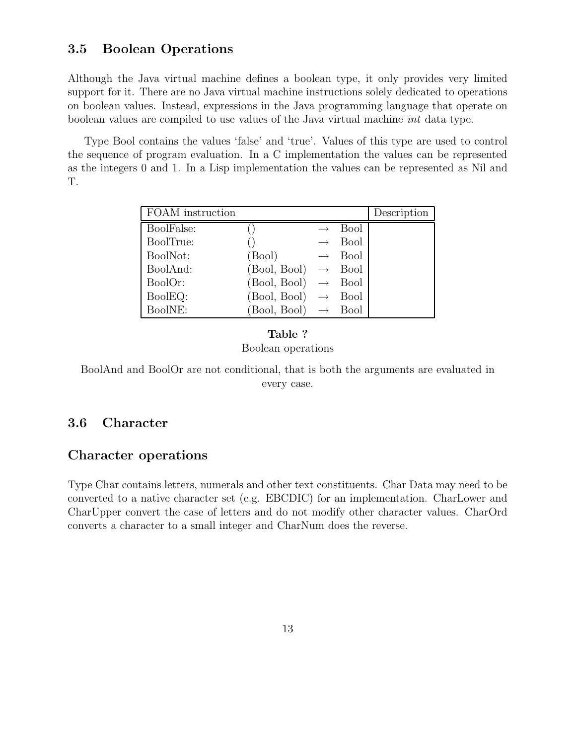### 3.5 Boolean Operations

Although the Java virtual machine defines a boolean type, it only provides very limited support for it. There are no Java virtual machine instructions solely dedicated to operations on boolean values. Instead, expressions in the Java programming language that operate on boolean values are compiled to use values of the Java virtual machine *int* data type.

Type Bool contains the values 'false' and 'true'. Values of this type are used to control the sequence of program evaluation. In a C implementation the values can be represented as the integers 0 and 1. In a Lisp implementation the values can be represented as Nil and T.

| FOAM instruction | | | | Description |
|---|---|---|---|---|
| BoolFalse: | () | $\rightarrow$ | Bool | |
| BoolTrue: | () | $\rightarrow$ | Bool | |
| BoolNot: | (Bool) | $\rightarrow$ | Bool | |
| BoolAnd: | (Bool, Bool) | $\rightarrow$ | Bool | |
| BoolOr: | (Bool, Bool) | $\rightarrow$ | Bool | |
| BoolEQ: | (Bool, Bool) | $\rightarrow$ | Bool | |
| BoolNE: | (Bool, Bool) | $\rightarrow$ | Bool | |

**Table ?**
Boolean operations

BoolAnd and BoolOr are not conditional, that is both the arguments are evaluated in every case.

### 3.6 Character

### Character operations

Type Char contains letters, numerals and other text constituents. Char Data may need to be converted to a native character set (e.g. EBCDIC) for an implementation. CharLower and CharUpper convert the case of letters and do not modify other character values. CharOrd converts a character to a small integer and CharNum does the reverse.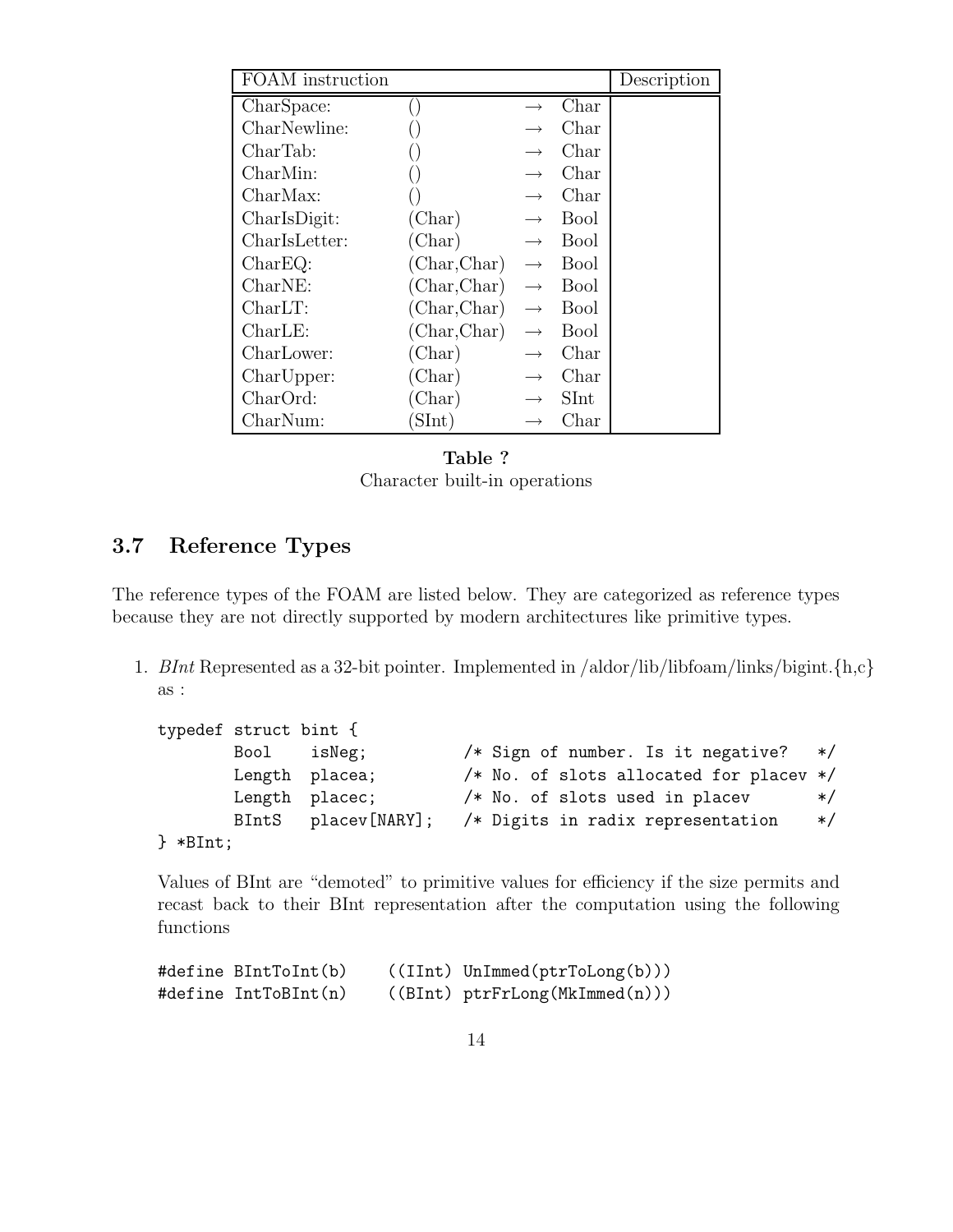| FOAM instruction | | | | Description |
|---|---|---|---|---|
| CharSpace: | () | → | Char | |
| CharNewline: | () | → | Char | |
| CharTab: | () | → | Char | |
| CharMin: | () | → | Char | |
| CharMax: | () | → | Char | |
| CharIsDigit: | (Char) | → | Bool | |
| CharIsLetter: | (Char) | → | Bool | |
| CharEQ: | (Char,Char) | → | Bool | |
| CharNE: | (Char,Char) | → | Bool | |
| CharLT: | (Char,Char) | → | Bool | |
| CharLE: | (Char,Char) | → | Bool | |
| CharLower: | (Char) | → | Char | |
| CharUpper: | (Char) | → | Char | |
| CharOrd: | (Char) | → | SInt | |
| CharNum: | (SInt) | → | Char | |

**Table ?**
Character built-in operations

## 3.7 Reference Types

The reference types of the FOAM are listed below. They are categorized as reference types because they are not directly supported by modern architectures like primitive types.

1. *BInt* Represented as a 32-bit pointer. Implemented in /aldor/lib/libfoam/links/bigint.{h,c} as :

   ```
   typedef struct bint {
           Bool    isNeg;          /* Sign of number. Is it negative?   */
           Length  placea;         /* No. of slots allocated for placev */
           Length  placec;         /* No. of slots used in placev       */
           BIntS   placev[NARY];   /* Digits in radix representation    */
   } *BInt;
   ```

   Values of BInt are "demoted" to primitive values for efficiency if the size permits and recast back to their BInt representation after the computation using the following functions

   ```
   #define BIntToInt(b)    ((IInt) UnImmed(ptrToLong(b)))
   #define IntToBInt(n)    ((BInt) ptrFrLong(MkImmed(n)))
   ```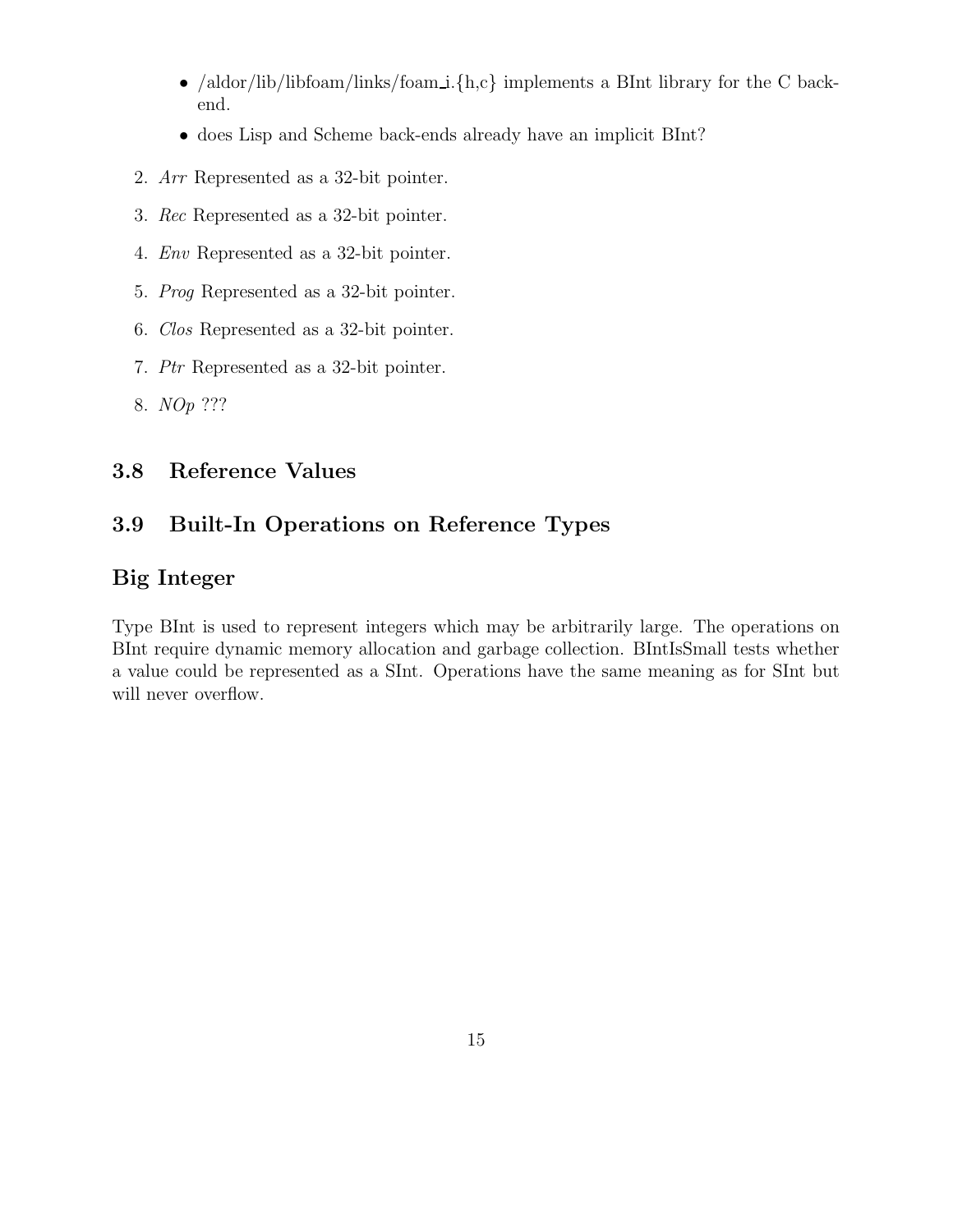- /aldor/lib/libfoam/links/foam_i.{h,c} implements a BInt library for the C back-end.
- does Lisp and Scheme back-ends already have an implicit BInt?

2. *Arr* Represented as a 32-bit pointer.
3. *Rec* Represented as a 32-bit pointer.
4. *Env* Represented as a 32-bit pointer.
5. *Prog* Represented as a 32-bit pointer.
6. *Clos* Represented as a 32-bit pointer.
7. *Ptr* Represented as a 32-bit pointer.
8. *NOp* ???

## 3.8 Reference Values

## 3.9 Built-In Operations on Reference Types

### Big Integer

Type BInt is used to represent integers which may be arbitrarily large. The operations on BInt require dynamic memory allocation and garbage collection. BIntIsSmall tests whether a value could be represented as a SInt. Operations have the same meaning as for SInt but will never overflow.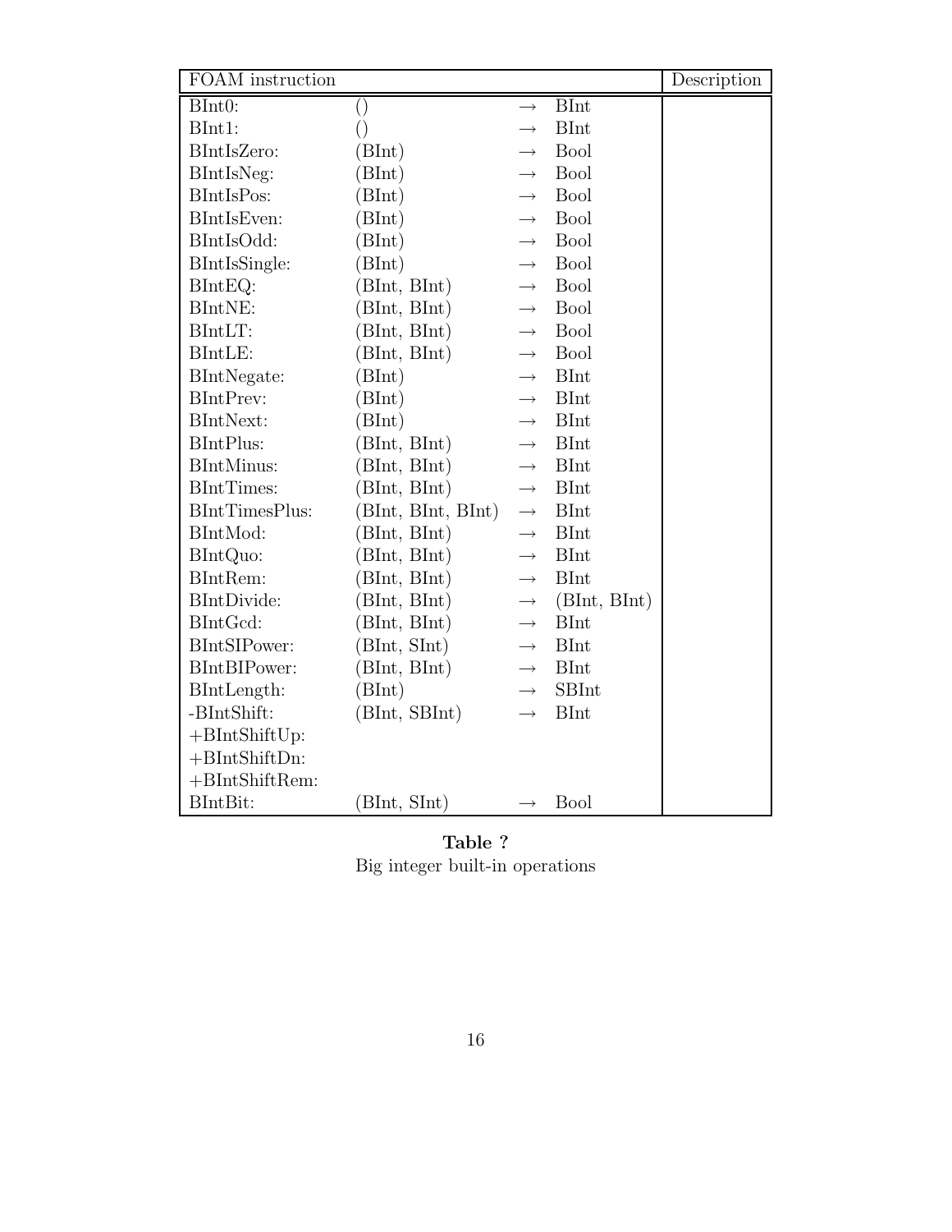| FOAM instruction | | | | Description |
|---|---|---|---|---|
| BInt0: | () | → | BInt | |
| BInt1: | () | → | BInt | |
| BIntIsZero: | (BInt) | → | Bool | |
| BIntIsNeg: | (BInt) | → | Bool | |
| BIntIsPos: | (BInt) | → | Bool | |
| BIntIsEven: | (BInt) | → | Bool | |
| BIntIsOdd: | (BInt) | → | Bool | |
| BIntIsSingle: | (BInt) | → | Bool | |
| BIntEQ: | (BInt, BInt) | → | Bool | |
| BIntNE: | (BInt, BInt) | → | Bool | |
| BIntLT: | (BInt, BInt) | → | Bool | |
| BIntLE: | (BInt, BInt) | → | Bool | |
| BIntNegate: | (BInt) | → | BInt | |
| BIntPrev: | (BInt) | → | BInt | |
| BIntNext: | (BInt) | → | BInt | |
| BIntPlus: | (BInt, BInt) | → | BInt | |
| BIntMinus: | (BInt, BInt) | → | BInt | |
| BIntTimes: | (BInt, BInt) | → | BInt | |
| BIntTimesPlus: | (BInt, BInt, BInt) | → | BInt | |
| BIntMod: | (BInt, BInt) | → | BInt | |
| BIntQuo: | (BInt, BInt) | → | BInt | |
| BIntRem: | (BInt, BInt) | → | BInt | |
| BIntDivide: | (BInt, BInt) | → | (BInt, BInt) | |
| BIntGcd: | (BInt, BInt) | → | BInt | |
| BIntSIPower: | (BInt, SInt) | → | BInt | |
| BIntBIPower: | (BInt, BInt) | → | BInt | |
| BIntLength: | (BInt) | → | SBInt | |
| -BIntShift: | (BInt, SBInt) | → | BInt | |
| +BIntShiftUp: | | | | |
| +BIntShiftDn: | | | | |
| +BIntShiftRem: | | | | |
| BIntBit: | (BInt, SInt) | → | Bool | |

**Table ?**
Big integer built-in operations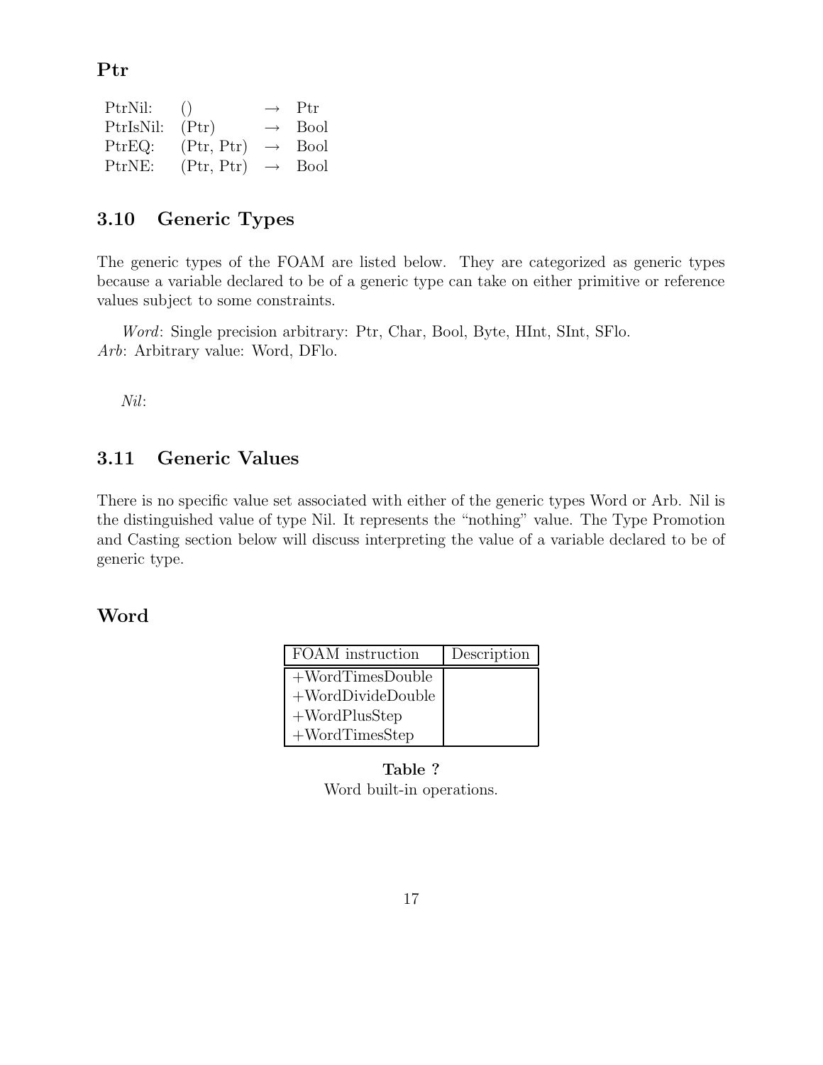## Ptr

| | | | |
|---|---|---|---|
| PtrNil: | () | → | Ptr |
| PtrIsNil: | (Ptr) | → | Bool |
| PtrEQ: | (Ptr, Ptr) | → | Bool |
| PtrNE: | (Ptr, Ptr) | → | Bool |

## 3.10 Generic Types

The generic types of the FOAM are listed below. They are categorized as generic types because a variable declared to be of a generic type can take on either primitive or reference values subject to some constraints.

*Word*: Single precision arbitrary: Ptr, Char, Bool, Byte, HInt, SInt, SFlo.
*Arb*: Arbitrary value: Word, DFlo.

*Nil*:

## 3.11 Generic Values

There is no specific value set associated with either of the generic types Word or Arb. Nil is the distinguished value of type Nil. It represents the "nothing" value. The Type Promotion and Casting section below will discuss interpreting the value of a variable declared to be of generic type.

## Word

| FOAM instruction | Description |
|---|---|
| +WordTimesDouble | |
| +WordDivideDouble | |
| +WordPlusStep | |
| +WordTimesStep | |

**Table ?**
Word built-in operations.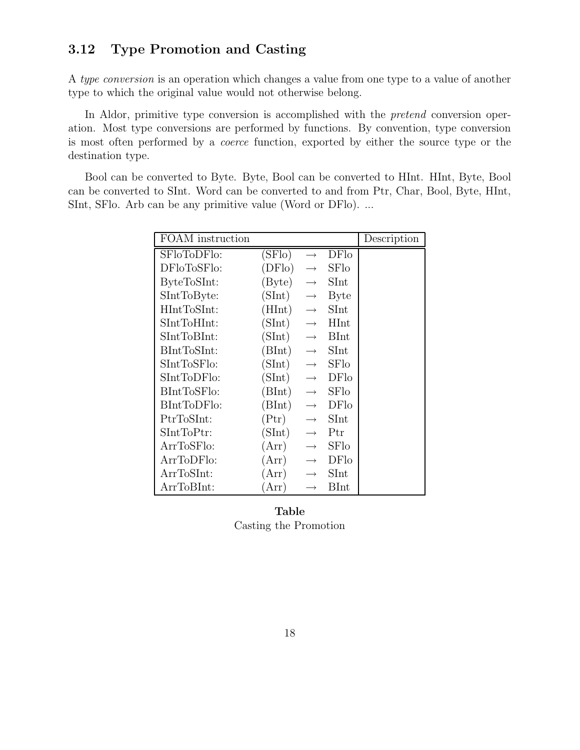## 3.12 Type Promotion and Casting

A *type conversion* is an operation which changes a value from one type to a value of another type to which the original value would not otherwise belong.

In Aldor, primitive type conversion is accomplished with the *pretend* conversion operation. Most type conversions are performed by functions. By convention, type conversion is most often performed by a *coerce* function, exported by either the source type or the destination type.

Bool can be converted to Byte. Byte, Bool can be converted to HInt. HInt, Byte, Bool can be converted to SInt. Word can be converted to and from Ptr, Char, Bool, Byte, HInt, SInt, SFlo. Arb can be any primitive value (Word or DFlo). ...

| FOAM instruction | | | | Description |
|---|---|---|---|---|
| SFloToDFlo: | (SFlo) | $\rightarrow$ | DFlo | |
| DFloToSFlo: | (DFlo) | $\rightarrow$ | SFlo | |
| ByteToSInt: | (Byte) | $\rightarrow$ | SInt | |
| SIntToByte: | (SInt) | $\rightarrow$ | Byte | |
| HIntToSInt: | (HInt) | $\rightarrow$ | SInt | |
| SIntToHInt: | (SInt) | $\rightarrow$ | HInt | |
| SIntToBInt: | (SInt) | $\rightarrow$ | BInt | |
| BIntToSInt: | (BInt) | $\rightarrow$ | SInt | |
| SIntToSFlo: | (SInt) | $\rightarrow$ | SFlo | |
| SIntToDFlo: | (SInt) | $\rightarrow$ | DFlo | |
| BIntToSFlo: | (BInt) | $\rightarrow$ | SFlo | |
| BIntToDFlo: | (BInt) | $\rightarrow$ | DFlo | |
| PtrToSInt: | (Ptr) | $\rightarrow$ | SInt | |
| SIntToPtr: | (SInt) | $\rightarrow$ | Ptr | |
| ArrToSFlo: | (Arr) | $\rightarrow$ | SFlo | |
| ArrToDFlo: | (Arr) | $\rightarrow$ | DFlo | |
| ArrToSInt: | (Arr) | $\rightarrow$ | SInt | |
| ArrToBInt: | (Arr) | $\rightarrow$ | BInt | |

**Table**
Casting the Promotion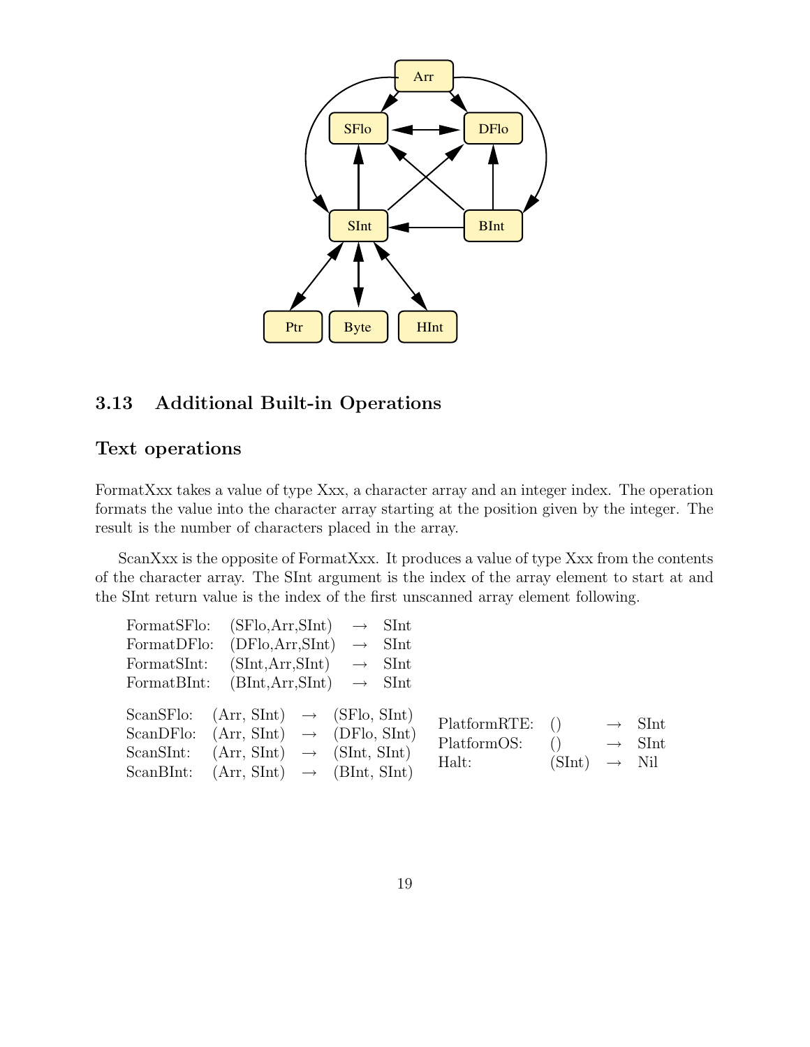## 3.13 Additional Built-in Operations

### Text operations

FormatXxx takes a value of type Xxx, a character array and an integer index. The operation formats the value into the character array starting at the position given by the integer. The result is the number of characters placed in the array.

ScanXxx is the opposite of FormatXxx. It produces a value of type Xxx from the contents of the character array. The SInt argument is the index of the array element to start at and the SInt return value is the index of the first unscanned array element following.

| | | | |
|---|---|---|---|
| FormatSFlo: | (SFlo,Arr,SInt) | → | SInt |
| FormatDFlo: | (DFlo,Arr,SInt) | → | SInt |
| FormatSInt: | (SInt,Arr,SInt) | → | SInt |
| FormatBInt: | (BInt,Arr,SInt) | → | SInt |

| | | | |
|---|---|---|---|
| ScanSFlo: | (Arr, SInt) | → | (SFlo, SInt) |
| ScanDFlo: | (Arr, SInt) | → | (DFlo, SInt) |
| ScanSInt: | (Arr, SInt) | → | (SInt, SInt) |
| ScanBInt: | (Arr, SInt) | → | (BInt, SInt) |

| | | | |
|---|---|---|---|
| PlatformRTE: | () | → | SInt |
| PlatformOS: | () | → | SInt |
| Halt: | (SInt) | → | Nil |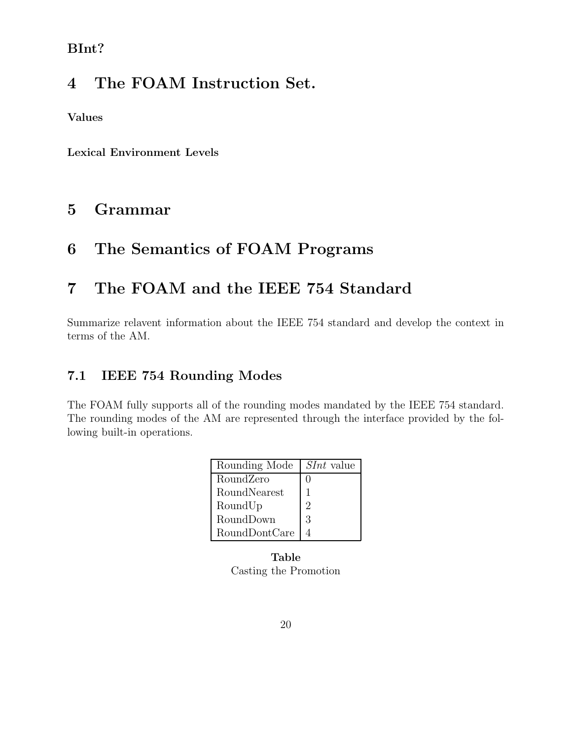**BInt?**

# 4 The FOAM Instruction Set.

**Values**

**Lexical Environment Levels**

# 5 Grammar

# 6 The Semantics of FOAM Programs

# 7 The FOAM and the IEEE 754 Standard

Summarize relavent information about the IEEE 754 standard and develop the context in terms of the AM.

## 7.1 IEEE 754 Rounding Modes

The FOAM fully supports all of the rounding modes mandated by the IEEE 754 standard. The rounding modes of the AM are represented through the interface provided by the following built-in operations.

| Rounding Mode | *SInt* value |
|---|---|
| RoundZero | 0 |
| RoundNearest | 1 |
| RoundUp | 2 |
| RoundDown | 3 |
| RoundDontCare | 4 |

**Table**
Casting the Promotion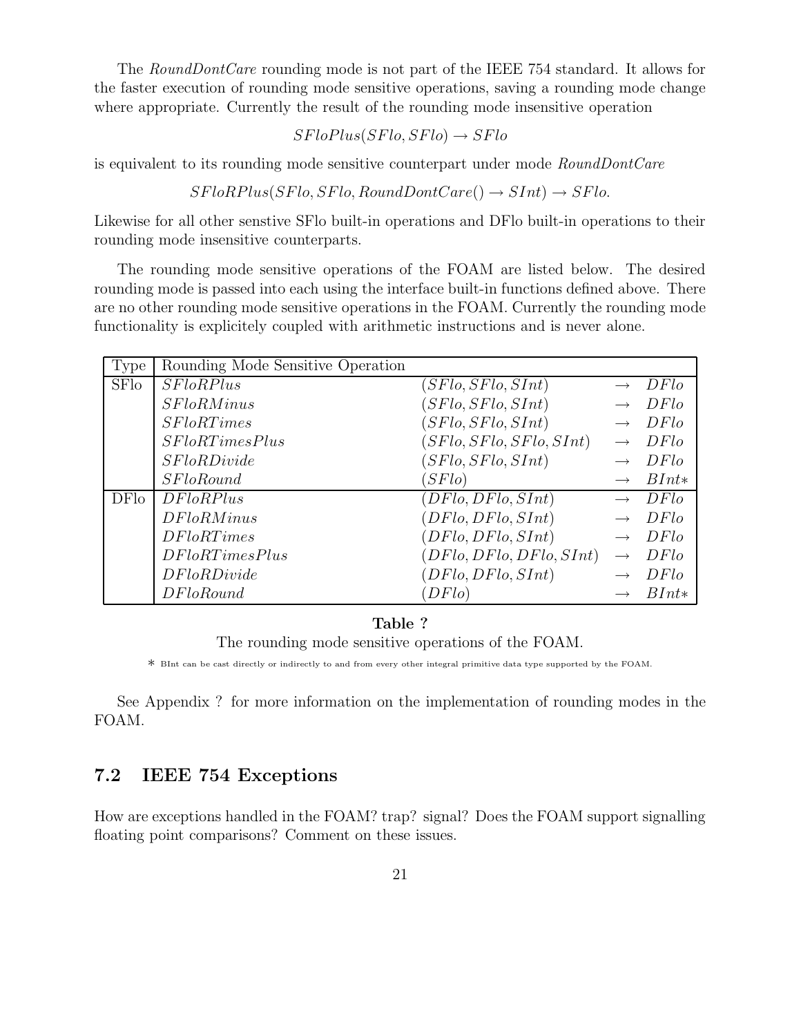The *RoundDontCare* rounding mode is not part of the IEEE 754 standard. It allows for the faster execution of rounding mode sensitive operations, saving a rounding mode change where appropriate. Currently the result of the rounding mode insensitive operation

$$SFloPlus(SFlo, SFlo) \rightarrow SFlo$$

is equivalent to its rounding mode sensitive counterpart under mode *RoundDontCare*

$$SFloRPlus(SFlo, SFlo, RoundDontCare() \rightarrow SInt) \rightarrow SFlo.$$

Likewise for all other senstive SFlo built-in operations and DFlo built-in operations to their rounding mode insensitive counterparts.

The rounding mode sensitive operations of the FOAM are listed below. The desired rounding mode is passed into each using the interface built-in functions defined above. There are no other rounding mode sensitive operations in the FOAM. Currently the rounding mode functionality is explicitely coupled with arithmetic instructions and is never alone.

| Type | Rounding Mode Sensitive Operation | | | |
|---|---|---|---|---|
| SFlo | *SFloRPlus* | $(SFlo, SFlo, SInt)$ | $\rightarrow$ | $DFlo$ |
| | *SFloRMinus* | $(SFlo, SFlo, SInt)$ | $\rightarrow$ | $DFlo$ |
| | *SFloRTimes* | $(SFlo, SFlo, SInt)$ | $\rightarrow$ | $DFlo$ |
| | *SFloRTimesPlus* | $(SFlo, SFlo, SFlo, SInt)$ | $\rightarrow$ | $DFlo$ |
| | *SFloRDivide* | $(SFlo, SFlo, SInt)$ | $\rightarrow$ | $DFlo$ |
| | *SFloRound* | $(SFlo)$ | $\rightarrow$ | $BInt*$ |
| DFlo | *DFloRPlus* | $(DFlo, DFlo, SInt)$ | $\rightarrow$ | $DFlo$ |
| | *DFloRMinus* | $(DFlo, DFlo, SInt)$ | $\rightarrow$ | $DFlo$ |
| | *DFloRTimes* | $(DFlo, DFlo, SInt)$ | $\rightarrow$ | $DFlo$ |
| | *DFloRTimesPlus* | $(DFlo, DFlo, DFlo, SInt)$ | $\rightarrow$ | $DFlo$ |
| | *DFloRDivide* | $(DFlo, DFlo, SInt)$ | $\rightarrow$ | $DFlo$ |
| | *DFloRound* | $(DFlo)$ | $\rightarrow$ | $BInt*$ |

**Table ?**

The rounding mode sensitive operations of the FOAM.

* BInt can be cast directly or indirectly to and from every other integral primitive data type supported by the FOAM.

See Appendix ? for more information on the implementation of rounding modes in the FOAM.

## 7.2 IEEE 754 Exceptions

How are exceptions handled in the FOAM? trap? signal? Does the FOAM support signalling floating point comparisons? Comment on these issues.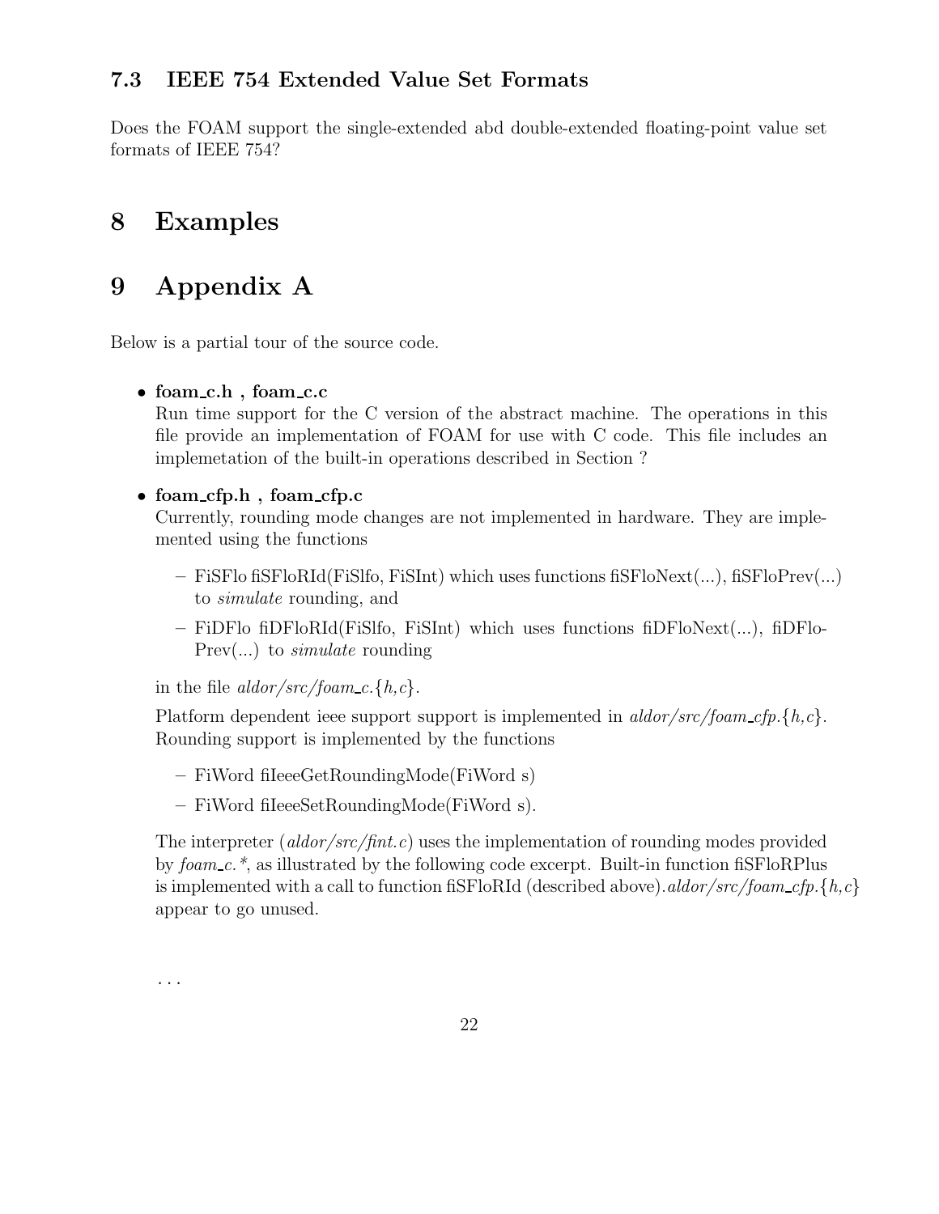### 7.3 IEEE 754 Extended Value Set Formats

Does the FOAM support the single-extended abd double-extended floating-point value set formats of IEEE 754?

# 8 Examples

# 9 Appendix A

Below is a partial tour of the source code.

- **foam_c.h , foam_c.c**
  Run time support for the C version of the abstract machine. The operations in this file provide an implementation of FOAM for use with C code. This file includes an implemetation of the built-in operations described in Section ?

- **foam_cfp.h , foam_cfp.c**
  Currently, rounding mode changes are not implemented in hardware. They are implemented using the functions

  – FiSFlo fiSFloRId(FiSlfo, FiSInt) which uses functions fiSFloNext(...), fiSFloPrev(...) to *simulate* rounding, and

  – FiDFlo fiDFloRId(FiSlfo, FiSInt) which uses functions fiDFloNext(...), fiDFloPrev(...) to *simulate* rounding

  in the file *aldor/src/foam_c.{h,c}*.

  Platform dependent ieee support support is implemented in *aldor/src/foam_cfp.{h,c}*. Rounding support is implemented by the functions

  – FiWord fiIeeeGetRoundingMode(FiWord s)

  – FiWord fiIeeeSetRoundingMode(FiWord s).

  The interpreter (*aldor/src/fint.c*) uses the implementation of rounding modes provided by *foam_c.**, as illustrated by the following code excerpt. Built-in function fiSFloRPlus is implemented with a call to function fiSFloRId (described above).*aldor/src/foam_cfp.{h,c}* appear to go unused.

...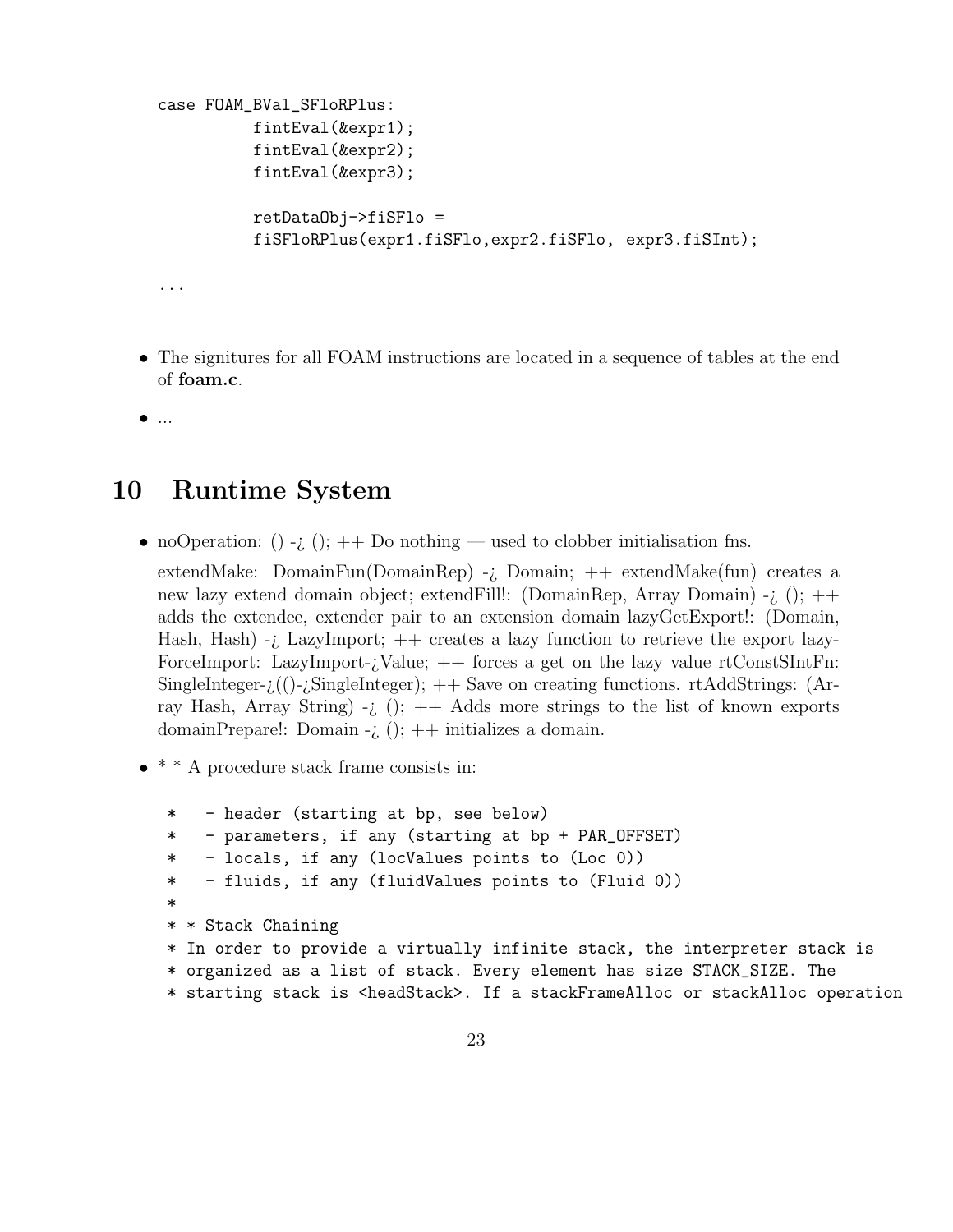```
case FOAM_BVal_SFloRPlus:
        fintEval(&expr1);
        fintEval(&expr2);
        fintEval(&expr3);

        retDataObj->fiSFlo =
        fiSFloRPlus(expr1.fiSFlo,expr2.fiSFlo, expr3.fiSInt);

...
```

- The signitures for all FOAM instructions are located in a sequence of tables at the end of **foam.c**.
- ...

## 10 Runtime System

- noOperation: () -¿ (); ++ Do nothing — used to clobber initialisation fns.

  extendMake: DomainFun(DomainRep) -¿ Domain; ++ extendMake(fun) creates a new lazy extend domain object; extendFill!: (DomainRep, Array Domain) -¿ (); ++ adds the extendee, extender pair to an extension domain lazyGetExport!: (Domain, Hash, Hash) -¿ LazyImport; ++ creates a lazy function to retrieve the export lazyForceImport: LazyImport-¿Value; ++ forces a get on the lazy value rtConstSIntFn: SingleInteger-¿(()-¿SingleInteger); ++ Save on creating functions. rtAddStrings: (Array Hash, Array String) -¿ (); ++ Adds more strings to the list of known exports domainPrepare!: Domain -¿ (); ++ initializes a domain.

- * * A procedure stack frame consists in:

```
 *   - header (starting at bp, see below)
 *   - parameters, if any (starting at bp + PAR_OFFSET)
 *   - locals, if any (locValues points to (Loc 0))
 *   - fluids, if any (fluidValues points to (Fluid 0))
 *
 * * Stack Chaining
 * In order to provide a virtually infinite stack, the interpreter stack is
 * organized as a list of stack. Every element has size STACK_SIZE. The
 * starting stack is <headStack>. If a stackFrameAlloc or stackAlloc operation
```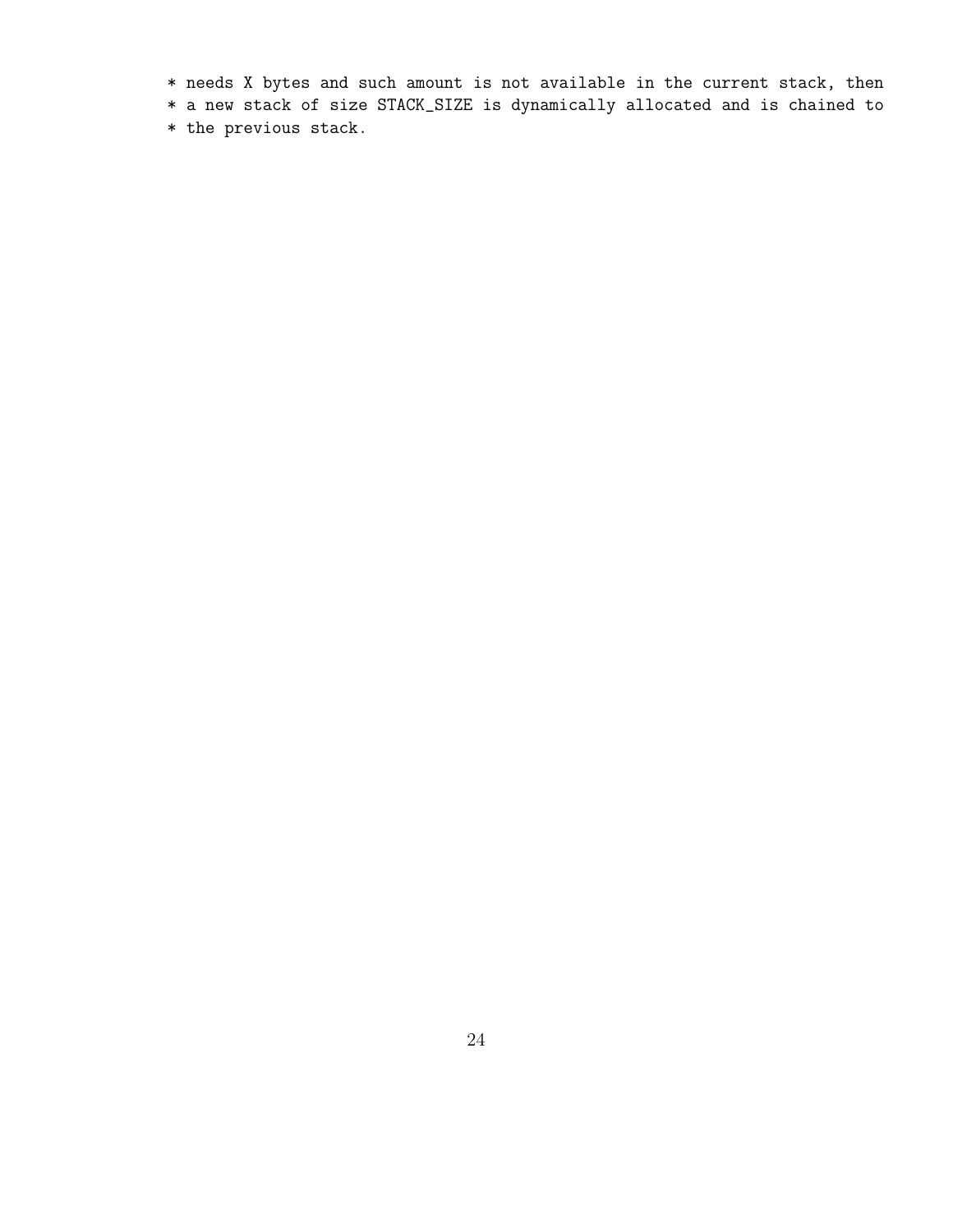```
* needs X bytes and such amount is not available in the current stack, then
* a new stack of size STACK_SIZE is dynamically allocated and is chained to
* the previous stack.
```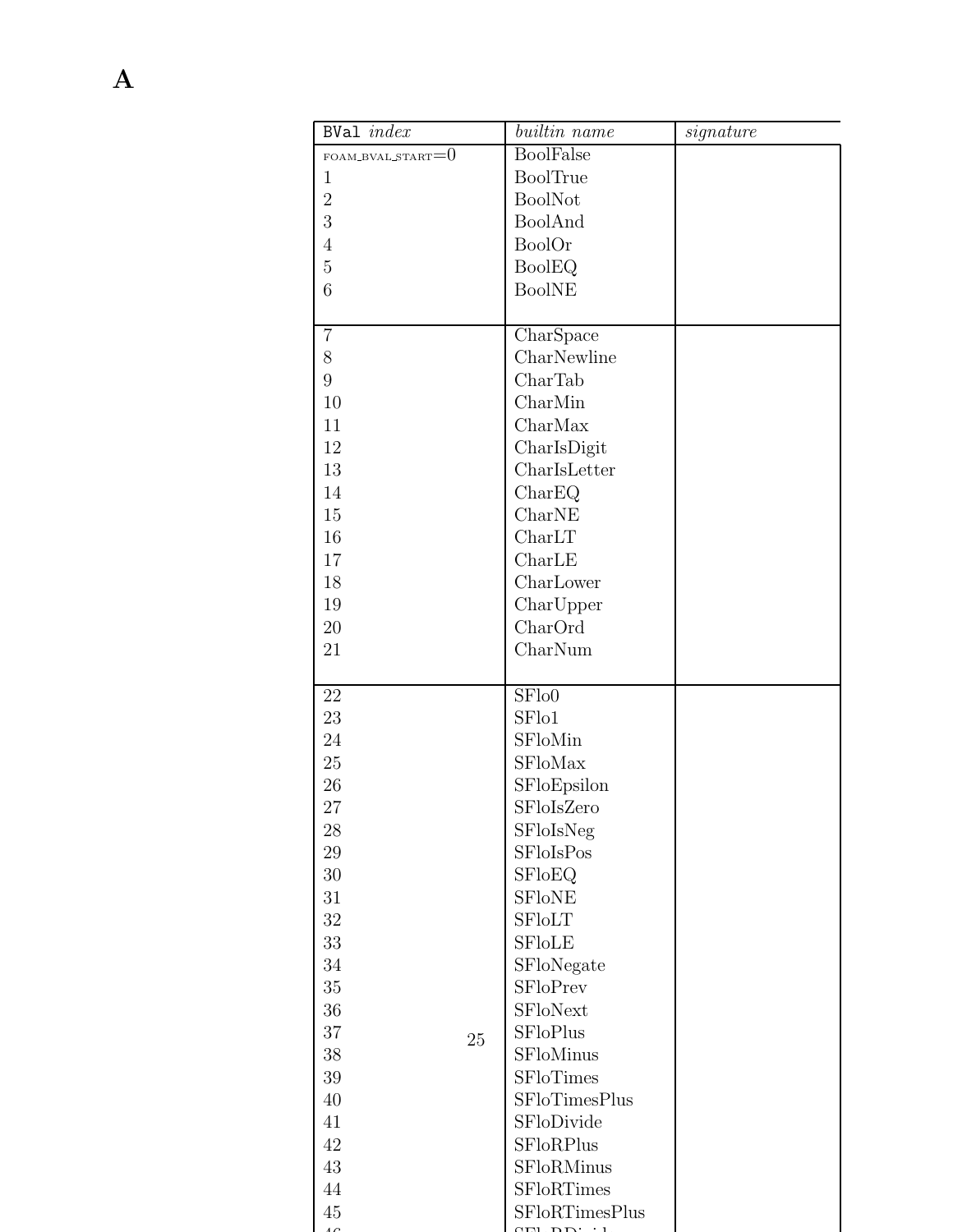# A

| BVal *index* | *builtin name* | *signature* |
|---|---|---|
| FOAM_BVAL_START=0 | BoolFalse | |
| 1 | BoolTrue | |
| 2 | BoolNot | |
| 3 | BoolAnd | |
| 4 | BoolOr | |
| 5 | BoolEQ | |
| 6 | BoolNE | |
| 7 | CharSpace | |
| 8 | CharNewline | |
| 9 | CharTab | |
| 10 | CharMin | |
| 11 | CharMax | |
| 12 | CharIsDigit | |
| 13 | CharIsLetter | |
| 14 | CharEQ | |
| 15 | CharNE | |
| 16 | CharLT | |
| 17 | CharLE | |
| 18 | CharLower | |
| 19 | CharUpper | |
| 20 | CharOrd | |
| 21 | CharNum | |
| 22 | SFlo0 | |
| 23 | SFlo1 | |
| 24 | SFloMin | |
| 25 | SFloMax | |
| 26 | SFloEpsilon | |
| 27 | SFloIsZero | |
| 28 | SFloIsNeg | |
| 29 | SFloIsPos | |
| 30 | SFloEQ | |
| 31 | SFloNE | |
| 32 | SFloLT | |
| 33 | SFloLE | |
| 34 | SFloNegate | |
| 35 | SFloPrev | |
| 36 | SFloNext | |
| 37 | SFloPlus | |
| 38 | SFloMinus | |
| 39 | SFloTimes | |
| 40 | SFloTimesPlus | |
| 41 | SFloDivide | |
| 42 | SFloRPlus | |
| 43 | SFloRMinus | |
| 44 | SFloRTimes | |
| 45 | SFloRTimesPlus | |